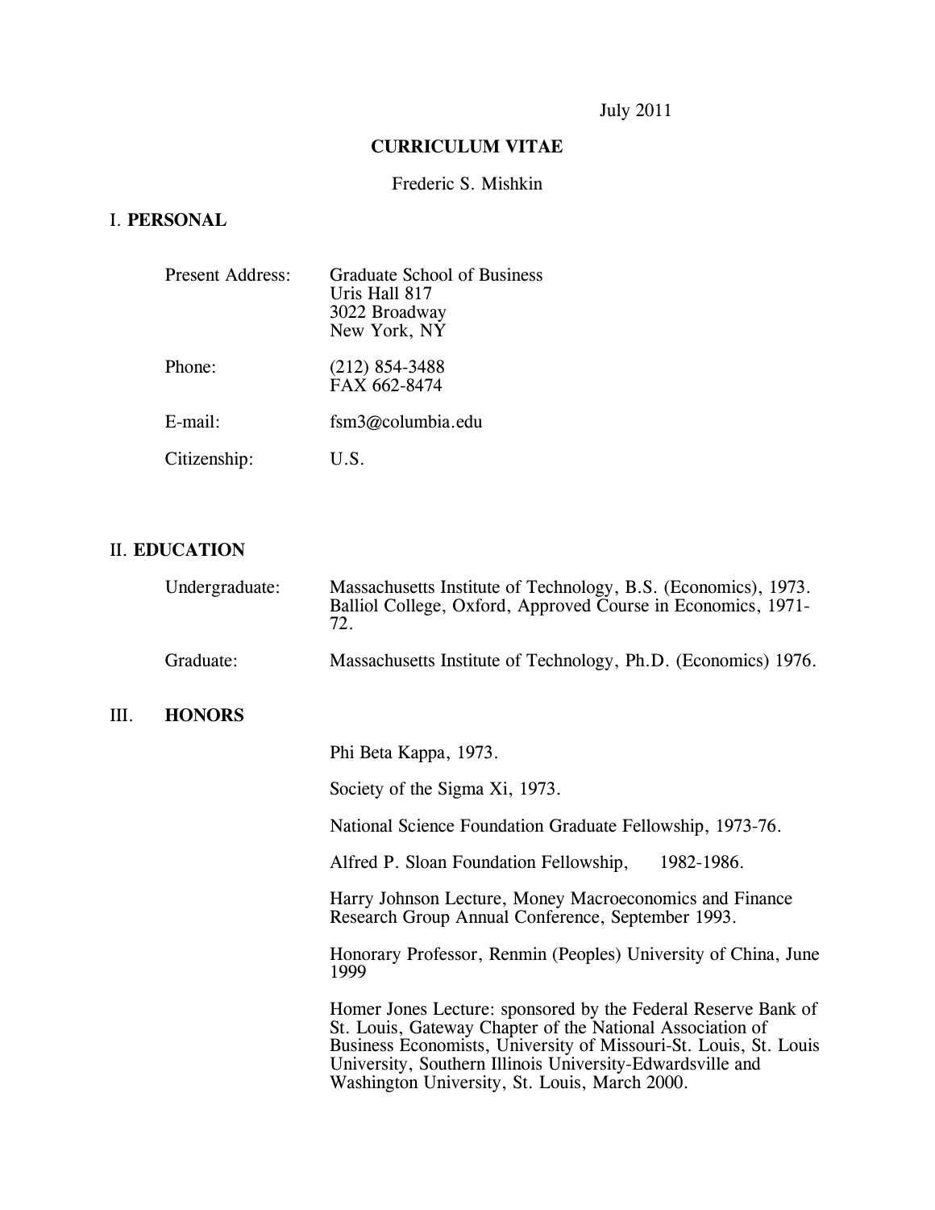July 2011

# CURRICULUM VITAE

Frederic S. Mishkin

## I. PERSONAL

| | |
|---|---|
| Present Address: | Graduate School of Business<br>Uris Hall 817<br>3022 Broadway<br>New York, NY |
| Phone: | (212) 854-3488<br>FAX 662-8474 |
| E-mail: | fsm3@columbia.edu |
| Citizenship: | U.S. |

## II. EDUCATION

| | |
|---|---|
| Undergraduate: | Massachusetts Institute of Technology, B.S. (Economics), 1973.<br>Balliol College, Oxford, Approved Course in Economics, 1971-72. |
| Graduate: | Massachusetts Institute of Technology, Ph.D. (Economics) 1976. |

## III. HONORS

Phi Beta Kappa, 1973.

Society of the Sigma Xi, 1973.

National Science Foundation Graduate Fellowship, 1973-76.

Alfred P. Sloan Foundation Fellowship, 1982-1986.

Harry Johnson Lecture, Money Macroeconomics and Finance Research Group Annual Conference, September 1993.

Honorary Professor, Renmin (Peoples) University of China, June 1999

Homer Jones Lecture: sponsored by the Federal Reserve Bank of St. Louis, Gateway Chapter of the National Association of Business Economists, University of Missouri-St. Louis, St. Louis University, Southern Illinois University-Edwardsville and Washington University, St. Louis, March 2000.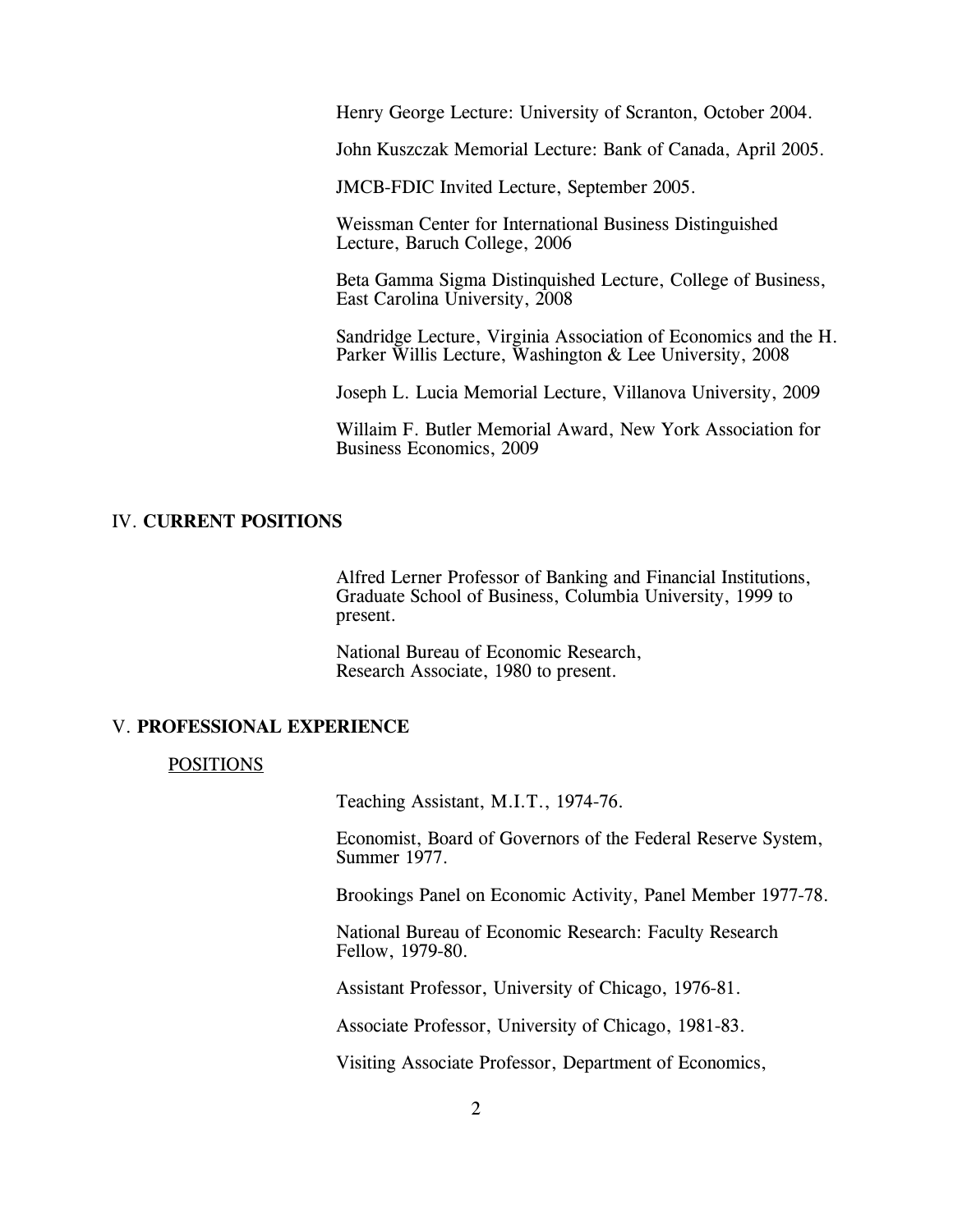Henry George Lecture: University of Scranton, October 2004.

John Kuszczak Memorial Lecture: Bank of Canada, April 2005.

JMCB-FDIC Invited Lecture, September 2005.

Weissman Center for International Business Distinguished Lecture, Baruch College, 2006

Beta Gamma Sigma Distinquished Lecture, College of Business, East Carolina University, 2008

Sandridge Lecture, Virginia Association of Economics and the H. Parker Willis Lecture, Washington & Lee University, 2008

Joseph L. Lucia Memorial Lecture, Villanova University, 2009

Willaim F. Butler Memorial Award, New York Association for Business Economics, 2009

## IV. **CURRENT POSITIONS**

Alfred Lerner Professor of Banking and Financial Institutions, Graduate School of Business, Columbia University, 1999 to present.

National Bureau of Economic Research, Research Associate, 1980 to present.

## V. **PROFESSIONAL EXPERIENCE**

### POSITIONS

Teaching Assistant, M.I.T., 1974-76.

Economist, Board of Governors of the Federal Reserve System, Summer 1977.

Brookings Panel on Economic Activity, Panel Member 1977-78.

National Bureau of Economic Research: Faculty Research Fellow, 1979-80.

Assistant Professor, University of Chicago, 1976-81.

Associate Professor, University of Chicago, 1981-83.

Visiting Associate Professor, Department of Economics,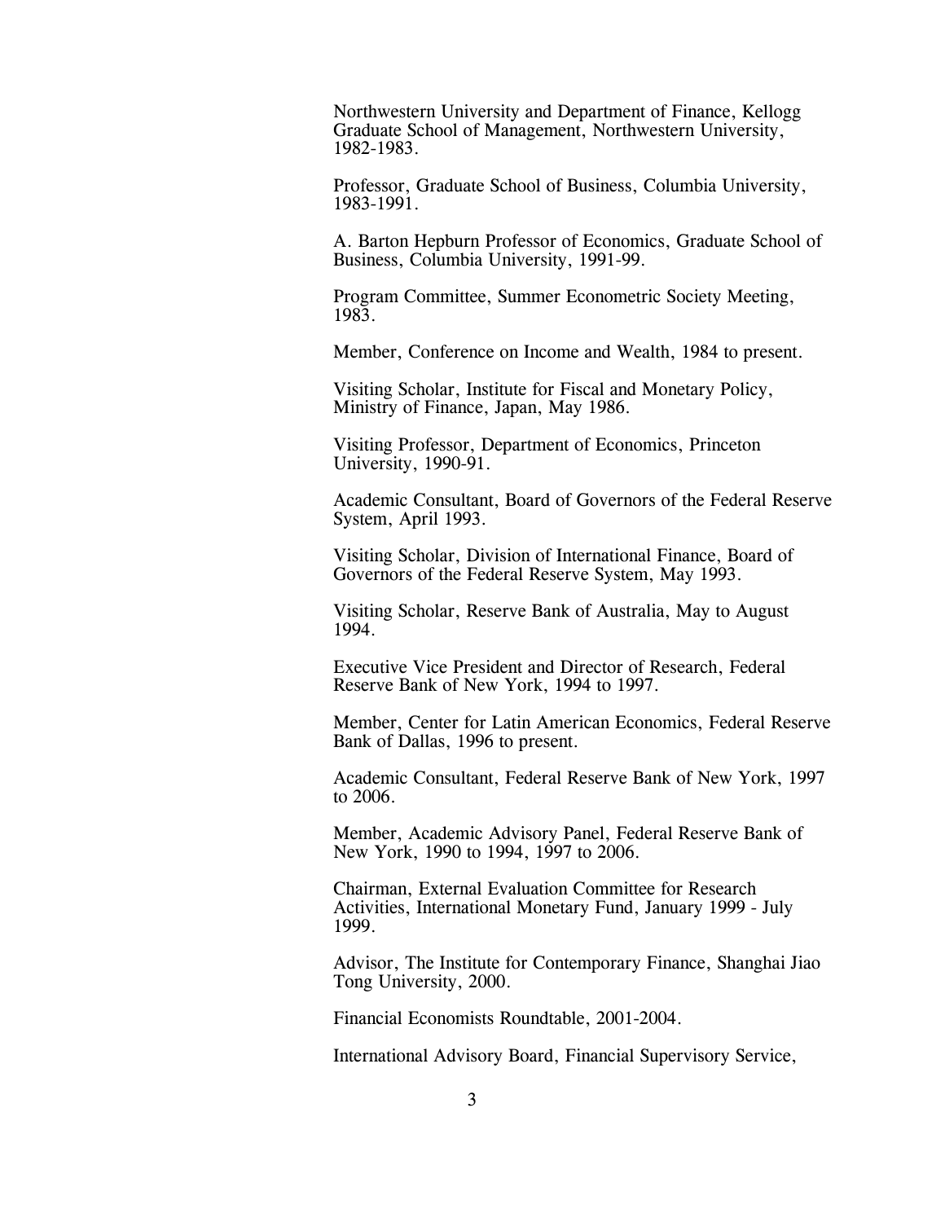Northwestern University and Department of Finance, Kellogg Graduate School of Management, Northwestern University, 1982-1983.

Professor, Graduate School of Business, Columbia University, 1983-1991.

A. Barton Hepburn Professor of Economics, Graduate School of Business, Columbia University, 1991-99.

Program Committee, Summer Econometric Society Meeting, 1983.

Member, Conference on Income and Wealth, 1984 to present.

Visiting Scholar, Institute for Fiscal and Monetary Policy, Ministry of Finance, Japan, May 1986.

Visiting Professor, Department of Economics, Princeton University, 1990-91.

Academic Consultant, Board of Governors of the Federal Reserve System, April 1993.

Visiting Scholar, Division of International Finance, Board of Governors of the Federal Reserve System, May 1993.

Visiting Scholar, Reserve Bank of Australia, May to August 1994.

Executive Vice President and Director of Research, Federal Reserve Bank of New York, 1994 to 1997.

Member, Center for Latin American Economics, Federal Reserve Bank of Dallas, 1996 to present.

Academic Consultant, Federal Reserve Bank of New York, 1997 to 2006.

Member, Academic Advisory Panel, Federal Reserve Bank of New York, 1990 to 1994, 1997 to 2006.

Chairman, External Evaluation Committee for Research Activities, International Monetary Fund, January 1999 - July 1999.

Advisor, The Institute for Contemporary Finance, Shanghai Jiao Tong University, 2000.

Financial Economists Roundtable, 2001-2004.

International Advisory Board, Financial Supervisory Service,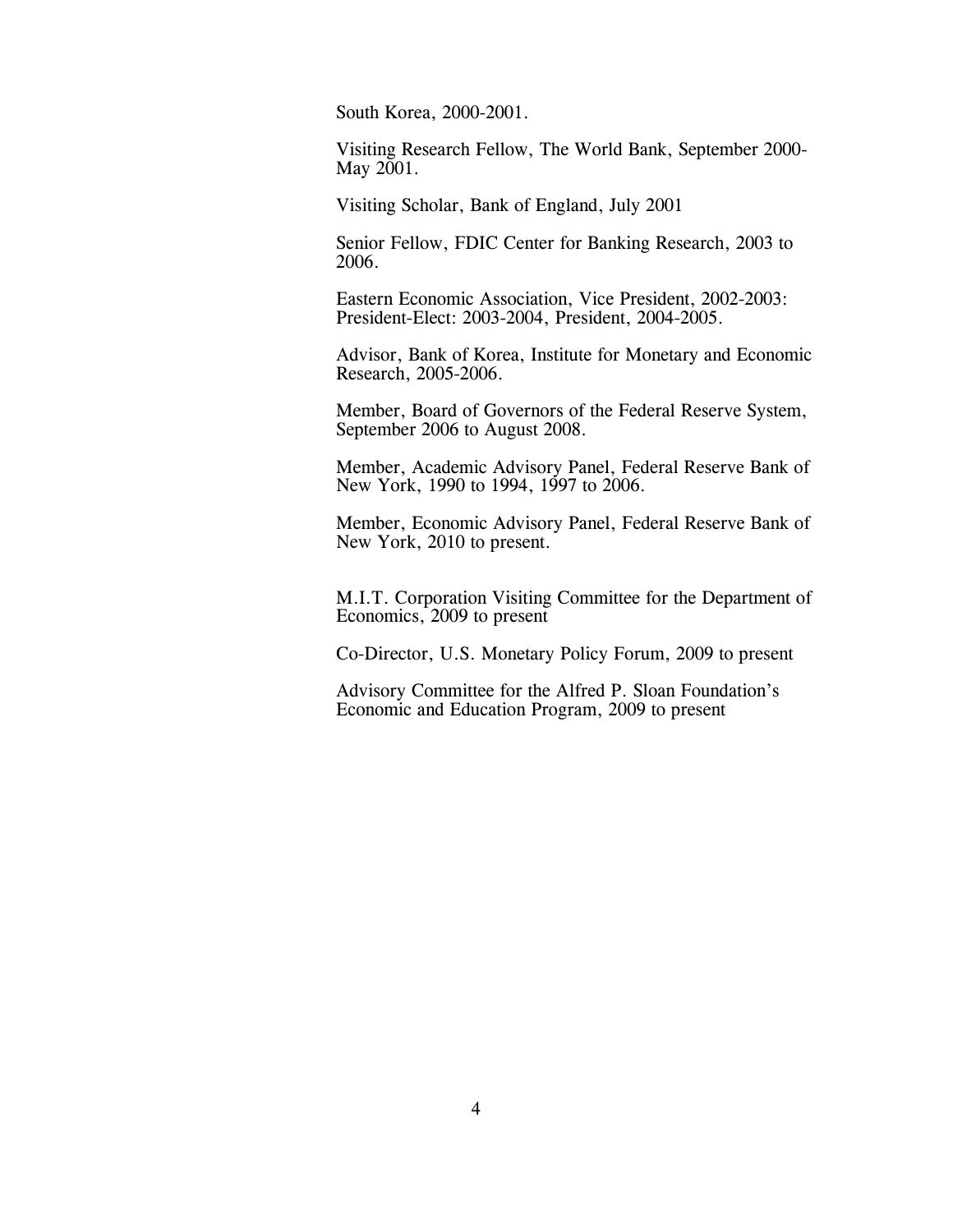South Korea, 2000-2001.

Visiting Research Fellow, The World Bank, September 2000-May 2001.

Visiting Scholar, Bank of England, July 2001

Senior Fellow, FDIC Center for Banking Research, 2003 to 2006.

Eastern Economic Association, Vice President, 2002-2003: President-Elect: 2003-2004, President, 2004-2005.

Advisor, Bank of Korea, Institute for Monetary and Economic Research, 2005-2006.

Member, Board of Governors of the Federal Reserve System, September 2006 to August 2008.

Member, Academic Advisory Panel, Federal Reserve Bank of New York, 1990 to 1994, 1997 to 2006.

Member, Economic Advisory Panel, Federal Reserve Bank of New York, 2010 to present.

M.I.T. Corporation Visiting Committee for the Department of Economics, 2009 to present

Co-Director, U.S. Monetary Policy Forum, 2009 to present

Advisory Committee for the Alfred P. Sloan Foundation's Economic and Education Program, 2009 to present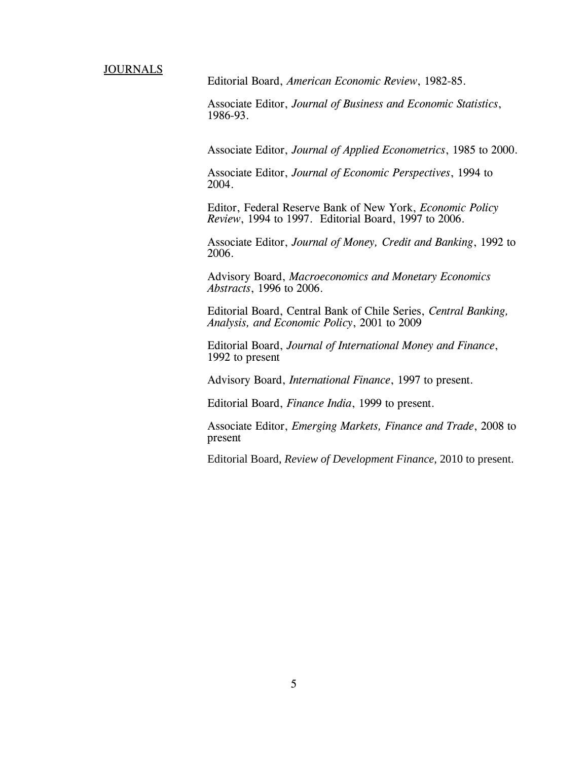## JOURNALS

Editorial Board, *American Economic Review*, 1982-85.

Associate Editor, *Journal of Business and Economic Statistics*, 1986-93.

Associate Editor, *Journal of Applied Econometrics*, 1985 to 2000.

Associate Editor, *Journal of Economic Perspectives*, 1994 to 2004.

Editor, Federal Reserve Bank of New York, *Economic Policy Review*, 1994 to 1997. Editorial Board, 1997 to 2006.

Associate Editor, *Journal of Money, Credit and Banking*, 1992 to 2006.

Advisory Board, *Macroeconomics and Monetary Economics Abstracts*, 1996 to 2006.

Editorial Board, Central Bank of Chile Series, *Central Banking, Analysis, and Economic Policy*, 2001 to 2009

Editorial Board, *Journal of International Money and Finance*, 1992 to present

Advisory Board, *International Finance*, 1997 to present.

Editorial Board, *Finance India*, 1999 to present.

Associate Editor, *Emerging Markets, Finance and Trade*, 2008 to present

Editorial Board, *Review of Development Finance*, 2010 to present.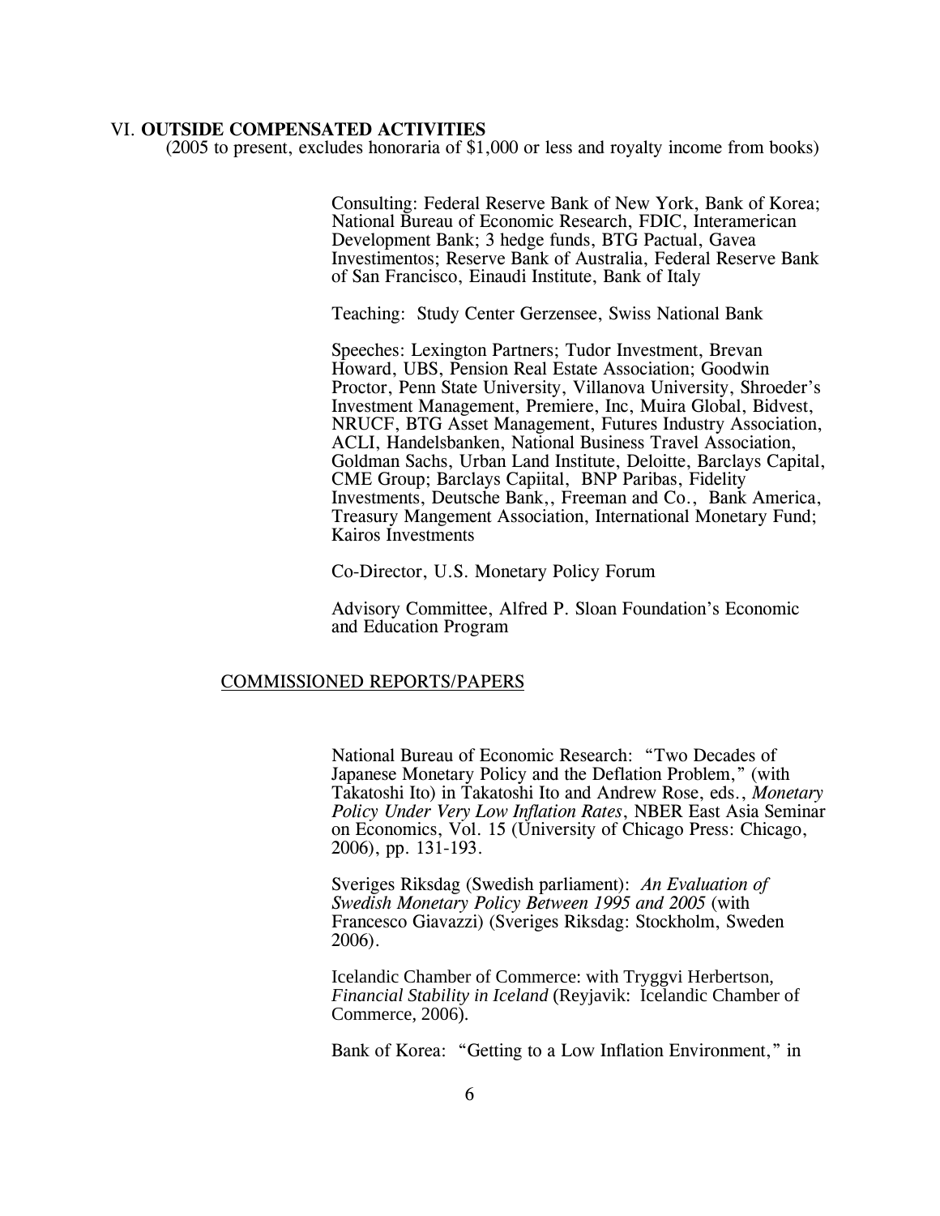## VI. **OUTSIDE COMPENSATED ACTIVITIES**

(2005 to present, excludes honoraria of $1,000 or less and royalty income from books)

Consulting: Federal Reserve Bank of New York, Bank of Korea; National Bureau of Economic Research, FDIC, Interamerican Development Bank; 3 hedge funds, BTG Pactual, Gavea Investimentos; Reserve Bank of Australia, Federal Reserve Bank of San Francisco, Einaudi Institute, Bank of Italy

Teaching: Study Center Gerzensee, Swiss National Bank

Speeches: Lexington Partners; Tudor Investment, Brevan Howard, UBS, Pension Real Estate Association; Goodwin Proctor, Penn State University, Villanova University, Shroeder's Investment Management, Premiere, Inc, Muira Global, Bidvest, NRUCF, BTG Asset Management, Futures Industry Association, ACLI, Handelsbanken, National Business Travel Association, Goldman Sachs, Urban Land Institute, Deloitte, Barclays Capital, CME Group; Barclays Capiital, BNP Paribas, Fidelity Investments, Deutsche Bank,, Freeman and Co., Bank America, Treasury Mangement Association, International Monetary Fund; Kairos Investments

Co-Director, U.S. Monetary Policy Forum

Advisory Committee, Alfred P. Sloan Foundation's Economic and Education Program

### COMMISSIONED REPORTS/PAPERS

National Bureau of Economic Research: "Two Decades of Japanese Monetary Policy and the Deflation Problem," (with Takatoshi Ito) in Takatoshi Ito and Andrew Rose, eds., *Monetary Policy Under Very Low Inflation Rates*, NBER East Asia Seminar on Economics, Vol. 15 (University of Chicago Press: Chicago, 2006), pp. 131-193.

Sveriges Riksdag (Swedish parliament): *An Evaluation of Swedish Monetary Policy Between 1995 and 2005* (with Francesco Giavazzi) (Sveriges Riksdag: Stockholm, Sweden 2006).

Icelandic Chamber of Commerce: with Tryggvi Herbertson, *Financial Stability in Iceland* (Reyjavik: Icelandic Chamber of Commerce, 2006).

Bank of Korea: "Getting to a Low Inflation Environment," in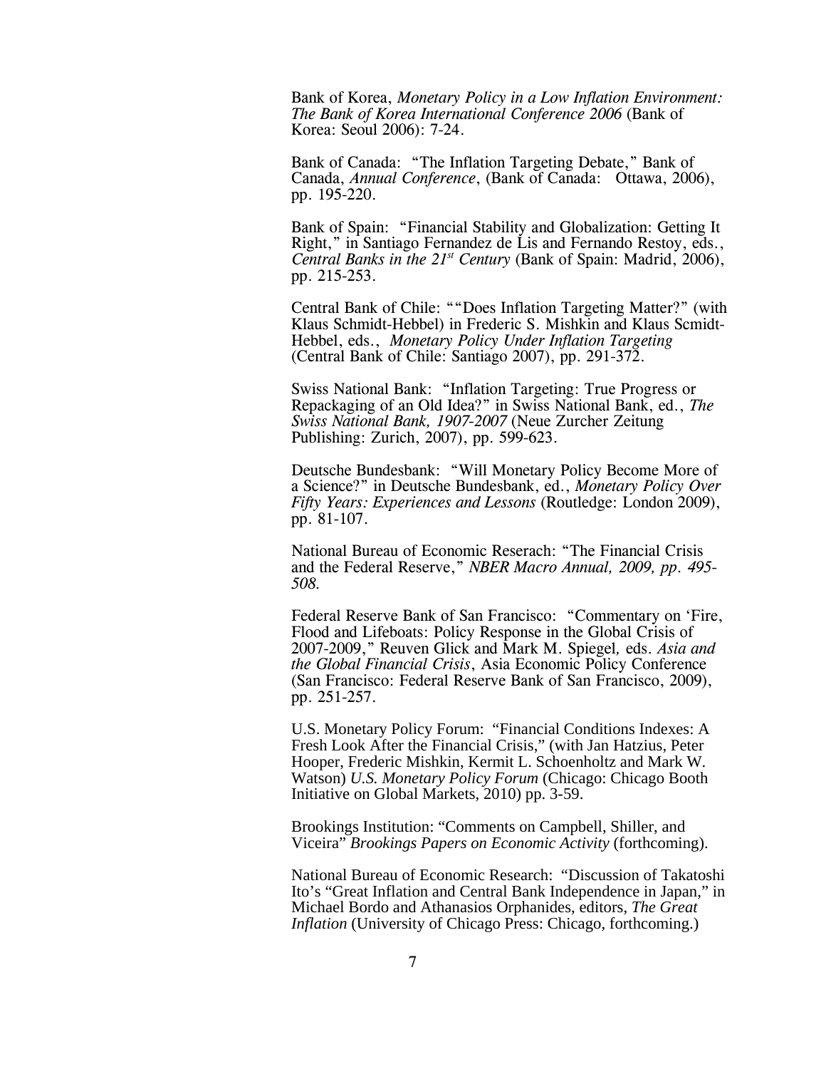Bank of Korea, *Monetary Policy in a Low Inflation Environment: The Bank of Korea International Conference 2006* (Bank of Korea: Seoul 2006): 7-24.

Bank of Canada: "The Inflation Targeting Debate," Bank of Canada, *Annual Conference*, (Bank of Canada: Ottawa, 2006), pp. 195-220.

Bank of Spain: "Financial Stability and Globalization: Getting It Right," in Santiago Fernandez de Lis and Fernando Restoy, eds., *Central Banks in the 21st Century* (Bank of Spain: Madrid, 2006), pp. 215-253.

Central Bank of Chile: ""Does Inflation Targeting Matter?" (with Klaus Schmidt-Hebbel) in Frederic S. Mishkin and Klaus Scmidt-Hebbel, eds., *Monetary Policy Under Inflation Targeting* (Central Bank of Chile: Santiago 2007), pp. 291-372.

Swiss National Bank: "Inflation Targeting: True Progress or Repackaging of an Old Idea?" in Swiss National Bank, ed., *The Swiss National Bank, 1907-2007* (Neue Zurcher Zeitung Publishing: Zurich, 2007), pp. 599-623.

Deutsche Bundesbank: "Will Monetary Policy Become More of a Science?" in Deutsche Bundesbank, ed., *Monetary Policy Over Fifty Years: Experiences and Lessons* (Routledge: London 2009), pp. 81-107.

National Bureau of Economic Reserach: "The Financial Crisis and the Federal Reserve," *NBER Macro Annual, 2009, pp. 495-508.*

Federal Reserve Bank of San Francisco: "Commentary on 'Fire, Flood and Lifeboats: Policy Response in the Global Crisis of 2007-2009," Reuven Glick and Mark M. Spiegel, eds. *Asia and the Global Financial Crisis*, Asia Economic Policy Conference (San Francisco: Federal Reserve Bank of San Francisco, 2009), pp. 251-257.

U.S. Monetary Policy Forum: "Financial Conditions Indexes: A Fresh Look After the Financial Crisis," (with Jan Hatzius, Peter Hooper, Frederic Mishkin, Kermit L. Schoenholtz and Mark W. Watson) *U.S. Monetary Policy Forum* (Chicago: Chicago Booth Initiative on Global Markets, 2010) pp. 3-59.

Brookings Institution: "Comments on Campbell, Shiller, and Viceira" *Brookings Papers on Economic Activity* (forthcoming).

National Bureau of Economic Research: "Discussion of Takatoshi Ito's "Great Inflation and Central Bank Independence in Japan," in Michael Bordo and Athanasios Orphanides, editors, *The Great Inflation* (University of Chicago Press: Chicago, forthcoming.)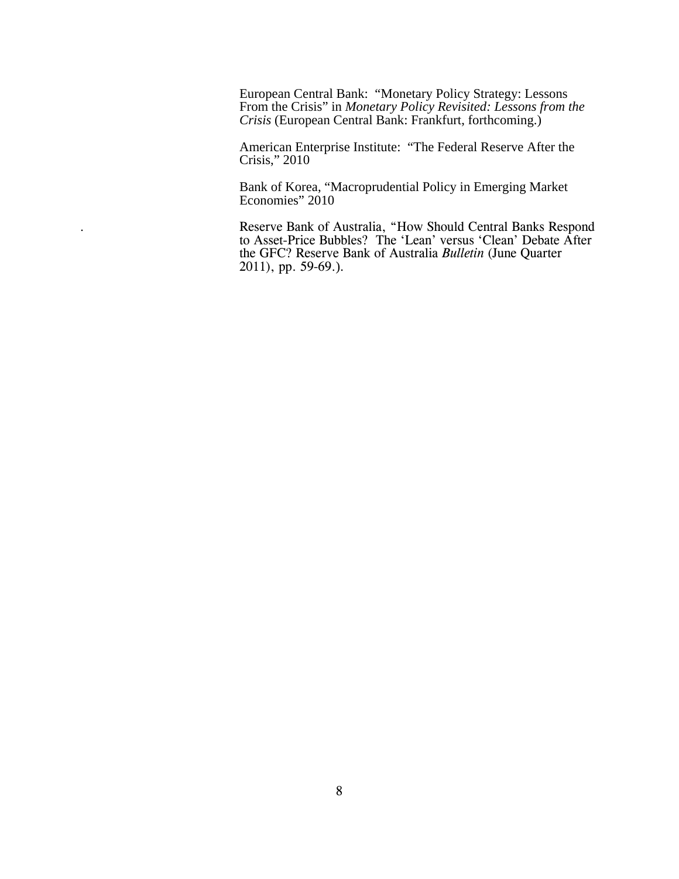European Central Bank: "Monetary Policy Strategy: Lessons From the Crisis" in *Monetary Policy Revisited: Lessons from the Crisis* (European Central Bank: Frankfurt, forthcoming.)

American Enterprise Institute: "The Federal Reserve After the Crisis," 2010

Bank of Korea, "Macroprudential Policy in Emerging Market Economies" 2010

. Reserve Bank of Australia, "How Should Central Banks Respond to Asset-Price Bubbles? The 'Lean' versus 'Clean' Debate After the GFC? Reserve Bank of Australia *Bulletin* (June Quarter 2011), pp. 59-69.).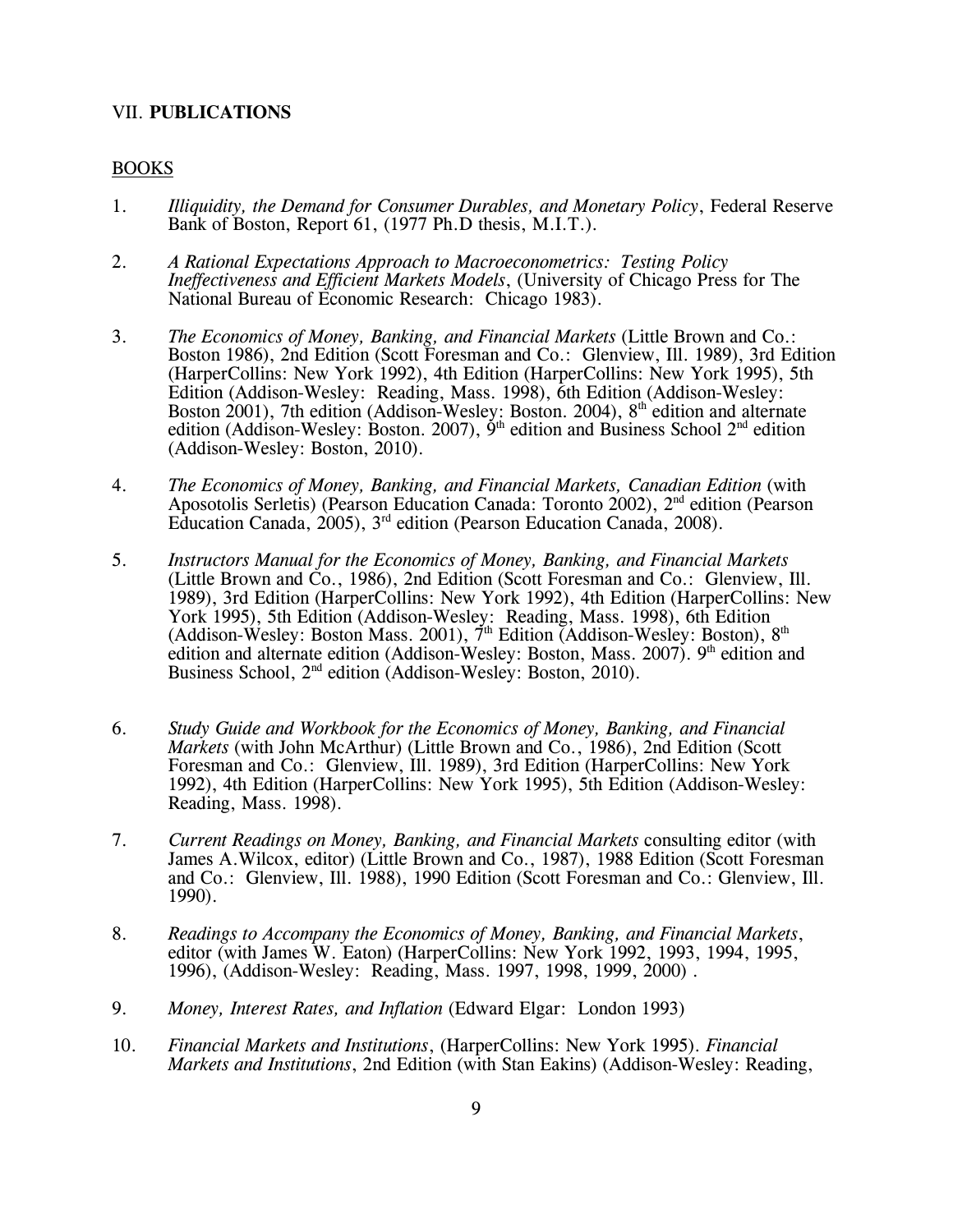VII. **PUBLICATIONS**

BOOKS

1. *Illiquidity, the Demand for Consumer Durables, and Monetary Policy*, Federal Reserve Bank of Boston, Report 61, (1977 Ph.D thesis, M.I.T.).

2. *A Rational Expectations Approach to Macroeconometrics: Testing Policy Ineffectiveness and Efficient Markets Models*, (University of Chicago Press for The National Bureau of Economic Research: Chicago 1983).

3. *The Economics of Money, Banking, and Financial Markets* (Little Brown and Co.: Boston 1986), 2nd Edition (Scott Foresman and Co.: Glenview, Ill. 1989), 3rd Edition (HarperCollins: New York 1992), 4th Edition (HarperCollins: New York 1995), 5th Edition (Addison-Wesley: Reading, Mass. 1998), 6th Edition (Addison-Wesley: Boston 2001), 7th edition (Addison-Wesley: Boston. 2004), 8th edition and alternate edition (Addison-Wesley: Boston. 2007), 9th edition and Business School 2nd edition (Addison-Wesley: Boston, 2010).

4. *The Economics of Money, Banking, and Financial Markets, Canadian Edition* (with Aposotolis Serletis) (Pearson Education Canada: Toronto 2002), 2nd edition (Pearson Education Canada, 2005), 3rd edition (Pearson Education Canada, 2008).

5. *Instructors Manual for the Economics of Money, Banking, and Financial Markets* (Little Brown and Co., 1986), 2nd Edition (Scott Foresman and Co.: Glenview, Ill. 1989), 3rd Edition (HarperCollins: New York 1992), 4th Edition (HarperCollins: New York 1995), 5th Edition (Addison-Wesley: Reading, Mass. 1998), 6th Edition (Addison-Wesley: Boston Mass. 2001), 7th Edition (Addison-Wesley: Boston), 8th edition and alternate edition (Addison-Wesley: Boston, Mass. 2007). 9th edition and Business School, 2nd edition (Addison-Wesley: Boston, 2010).

6. *Study Guide and Workbook for the Economics of Money, Banking, and Financial Markets* (with John McArthur) (Little Brown and Co., 1986), 2nd Edition (Scott Foresman and Co.: Glenview, Ill. 1989), 3rd Edition (HarperCollins: New York 1992), 4th Edition (HarperCollins: New York 1995), 5th Edition (Addison-Wesley: Reading, Mass. 1998).

7. *Current Readings on Money, Banking, and Financial Markets* consulting editor (with James A.Wilcox, editor) (Little Brown and Co., 1987), 1988 Edition (Scott Foresman and Co.: Glenview, Ill. 1988), 1990 Edition (Scott Foresman and Co.: Glenview, Ill. 1990).

8. *Readings to Accompany the Economics of Money, Banking, and Financial Markets*, editor (with James W. Eaton) (HarperCollins: New York 1992, 1993, 1994, 1995, 1996), (Addison-Wesley: Reading, Mass. 1997, 1998, 1999, 2000) .

9. *Money, Interest Rates, and Inflation* (Edward Elgar: London 1993)

10. *Financial Markets and Institutions*, (HarperCollins: New York 1995). *Financial Markets and Institutions*, 2nd Edition (with Stan Eakins) (Addison-Wesley: Reading,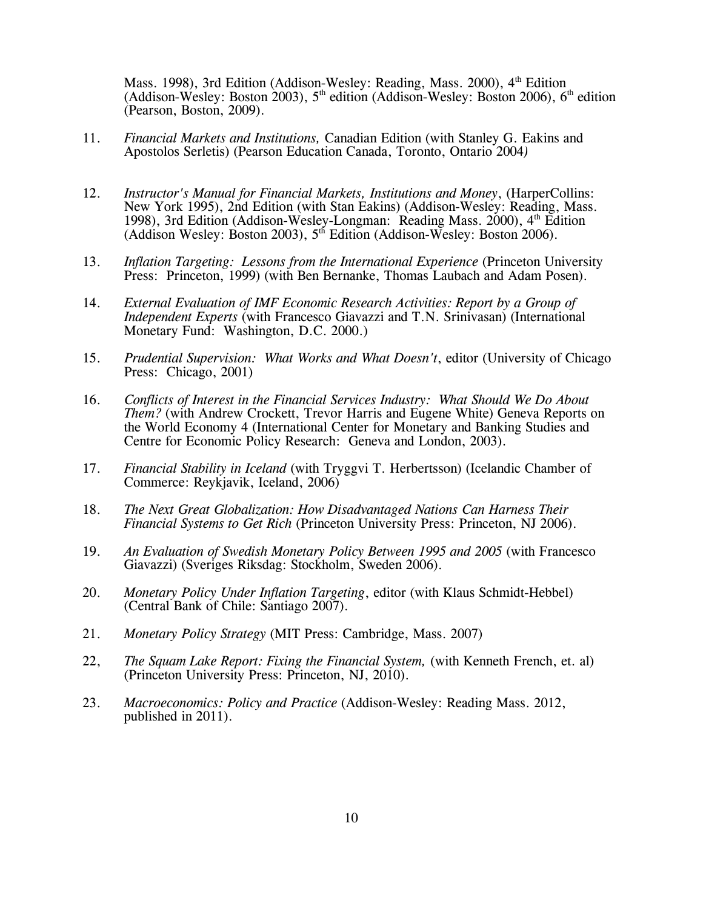Mass. 1998), 3rd Edition (Addison-Wesley: Reading, Mass. 2000), 4th Edition (Addison-Wesley: Boston 2003), 5th edition (Addison-Wesley: Boston 2006), 6th edition (Pearson, Boston, 2009).

11. *Financial Markets and Institutions,* Canadian Edition (with Stanley G. Eakins and Apostolos Serletis) (Pearson Education Canada, Toronto, Ontario 2004*)*

12. *Instructor's Manual for Financial Markets, Institutions and Money*, (HarperCollins: New York 1995), 2nd Edition (with Stan Eakins) (Addison-Wesley: Reading, Mass. 1998), 3rd Edition (Addison-Wesley-Longman: Reading Mass. 2000), 4th Edition (Addison Wesley: Boston 2003), 5th Edition (Addison-Wesley: Boston 2006).

13. *Inflation Targeting: Lessons from the International Experience* (Princeton University Press: Princeton, 1999) (with Ben Bernanke, Thomas Laubach and Adam Posen).

14. *External Evaluation of IMF Economic Research Activities: Report by a Group of Independent Experts* (with Francesco Giavazzi and T.N. Srinivasan) (International Monetary Fund: Washington, D.C. 2000.)

15. *Prudential Supervision: What Works and What Doesn't*, editor (University of Chicago Press: Chicago, 2001)

16. *Conflicts of Interest in the Financial Services Industry: What Should We Do About Them?* (with Andrew Crockett, Trevor Harris and Eugene White) Geneva Reports on the World Economy 4 (International Center for Monetary and Banking Studies and Centre for Economic Policy Research: Geneva and London, 2003).

17. *Financial Stability in Iceland* (with Tryggvi T. Herbertsson) (Icelandic Chamber of Commerce: Reykjavik, Iceland, 2006)

18. *The Next Great Globalization: How Disadvantaged Nations Can Harness Their Financial Systems to Get Rich* (Princeton University Press: Princeton, NJ 2006).

19. *An Evaluation of Swedish Monetary Policy Between 1995 and 2005* (with Francesco Giavazzi) (Sveriges Riksdag: Stockholm, Sweden 2006).

20. *Monetary Policy Under Inflation Targeting*, editor (with Klaus Schmidt-Hebbel) (Central Bank of Chile: Santiago 2007).

21. *Monetary Policy Strategy* (MIT Press: Cambridge, Mass. 2007)

22, *The Squam Lake Report: Fixing the Financial System,* (with Kenneth French, et. al) (Princeton University Press: Princeton, NJ, 2010).

23. *Macroeconomics: Policy and Practice* (Addison-Wesley: Reading Mass. 2012, published in 2011).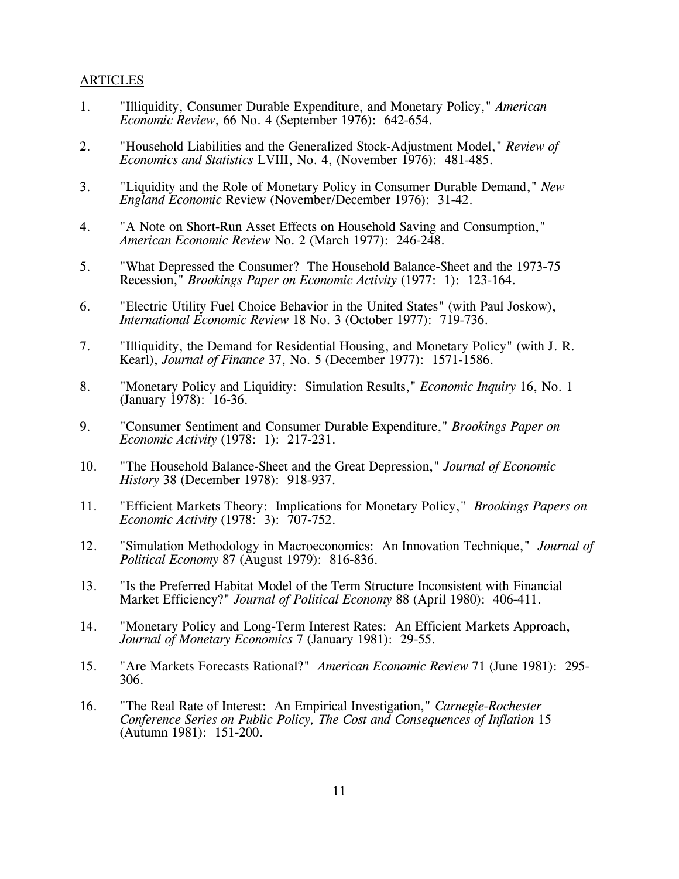<u>ARTICLES</u>

1. "Illiquidity, Consumer Durable Expenditure, and Monetary Policy," *American Economic Review*, 66 No. 4 (September 1976): 642-654.

2. "Household Liabilities and the Generalized Stock-Adjustment Model," *Review of Economics and Statistics* LVIII, No. 4, (November 1976): 481-485.

3. "Liquidity and the Role of Monetary Policy in Consumer Durable Demand," *New England Economic* Review (November/December 1976): 31-42.

4. "A Note on Short-Run Asset Effects on Household Saving and Consumption," *American Economic Review* No. 2 (March 1977): 246-248.

5. "What Depressed the Consumer? The Household Balance-Sheet and the 1973-75 Recession," *Brookings Paper on Economic Activity* (1977: 1): 123-164.

6. "Electric Utility Fuel Choice Behavior in the United States" (with Paul Joskow), *International Economic Review* 18 No. 3 (October 1977): 719-736.

7. "Illiquidity, the Demand for Residential Housing, and Monetary Policy" (with J. R. Kearl), *Journal of Finance* 37, No. 5 (December 1977): 1571-1586.

8. "Monetary Policy and Liquidity: Simulation Results," *Economic Inquiry* 16, No. 1 (January 1978): 16-36.

9. "Consumer Sentiment and Consumer Durable Expenditure," *Brookings Paper on Economic Activity* (1978: 1): 217-231.

10. "The Household Balance-Sheet and the Great Depression," *Journal of Economic History* 38 (December 1978): 918-937.

11. "Efficient Markets Theory: Implications for Monetary Policy," *Brookings Papers on Economic Activity* (1978: 3): 707-752.

12. "Simulation Methodology in Macroeconomics: An Innovation Technique," *Journal of Political Economy* 87 (August 1979): 816-836.

13. "Is the Preferred Habitat Model of the Term Structure Inconsistent with Financial Market Efficiency?" *Journal of Political Economy* 88 (April 1980): 406-411.

14. "Monetary Policy and Long-Term Interest Rates: An Efficient Markets Approach, *Journal of Monetary Economics* 7 (January 1981): 29-55.

15. "Are Markets Forecasts Rational?" *American Economic Review* 71 (June 1981): 295-306.

16. "The Real Rate of Interest: An Empirical Investigation," *Carnegie-Rochester Conference Series on Public Policy, The Cost and Consequences of Inflation* 15 (Autumn 1981): 151-200.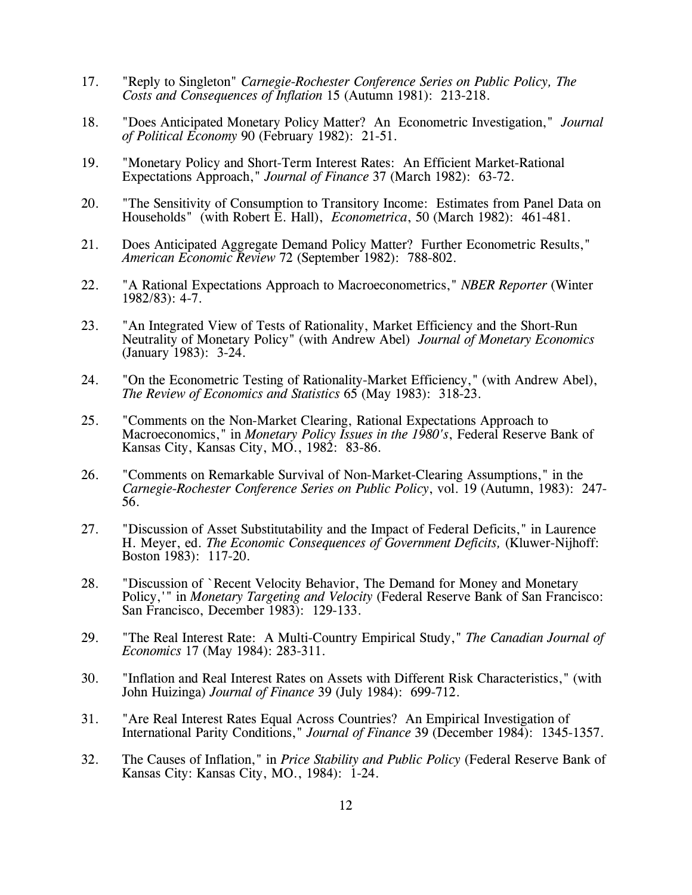17. "Reply to Singleton" *Carnegie-Rochester Conference Series on Public Policy, The Costs and Consequences of Inflation* 15 (Autumn 1981): 213-218.

18. "Does Anticipated Monetary Policy Matter? An Econometric Investigation," *Journal of Political Economy* 90 (February 1982): 21-51.

19. "Monetary Policy and Short-Term Interest Rates: An Efficient Market-Rational Expectations Approach," *Journal of Finance* 37 (March 1982): 63-72.

20. "The Sensitivity of Consumption to Transitory Income: Estimates from Panel Data on Households" (with Robert E. Hall), *Econometrica*, 50 (March 1982): 461-481.

21. Does Anticipated Aggregate Demand Policy Matter? Further Econometric Results," *American Economic Review* 72 (September 1982): 788-802.

22. "A Rational Expectations Approach to Macroeconometrics," *NBER Reporter* (Winter 1982/83): 4-7.

23. "An Integrated View of Tests of Rationality, Market Efficiency and the Short-Run Neutrality of Monetary Policy" (with Andrew Abel) *Journal of Monetary Economics* (January 1983): 3-24.

24. "On the Econometric Testing of Rationality-Market Efficiency," (with Andrew Abel), *The Review of Economics and Statistics* 65 (May 1983): 318-23.

25. "Comments on the Non-Market Clearing, Rational Expectations Approach to Macroeconomics," in *Monetary Policy Issues in the 1980's*, Federal Reserve Bank of Kansas City, Kansas City, MO., 1982: 83-86.

26. "Comments on Remarkable Survival of Non-Market-Clearing Assumptions," in the *Carnegie-Rochester Conference Series on Public Policy*, vol. 19 (Autumn, 1983): 247-56.

27. "Discussion of Asset Substitutability and the Impact of Federal Deficits," in Laurence H. Meyer, ed. *The Economic Consequences of Government Deficits,* (Kluwer-Nijhoff: Boston 1983): 117-20.

28. "Discussion of `Recent Velocity Behavior, The Demand for Money and Monetary Policy,'" in *Monetary Targeting and Velocity* (Federal Reserve Bank of San Francisco: San Francisco, December 1983): 129-133.

29. "The Real Interest Rate: A Multi-Country Empirical Study," *The Canadian Journal of Economics* 17 (May 1984): 283-311.

30. "Inflation and Real Interest Rates on Assets with Different Risk Characteristics," (with John Huizinga) *Journal of Finance* 39 (July 1984): 699-712.

31. "Are Real Interest Rates Equal Across Countries? An Empirical Investigation of International Parity Conditions," *Journal of Finance* 39 (December 1984): 1345-1357.

32. The Causes of Inflation," in *Price Stability and Public Policy* (Federal Reserve Bank of Kansas City: Kansas City, MO., 1984): 1-24.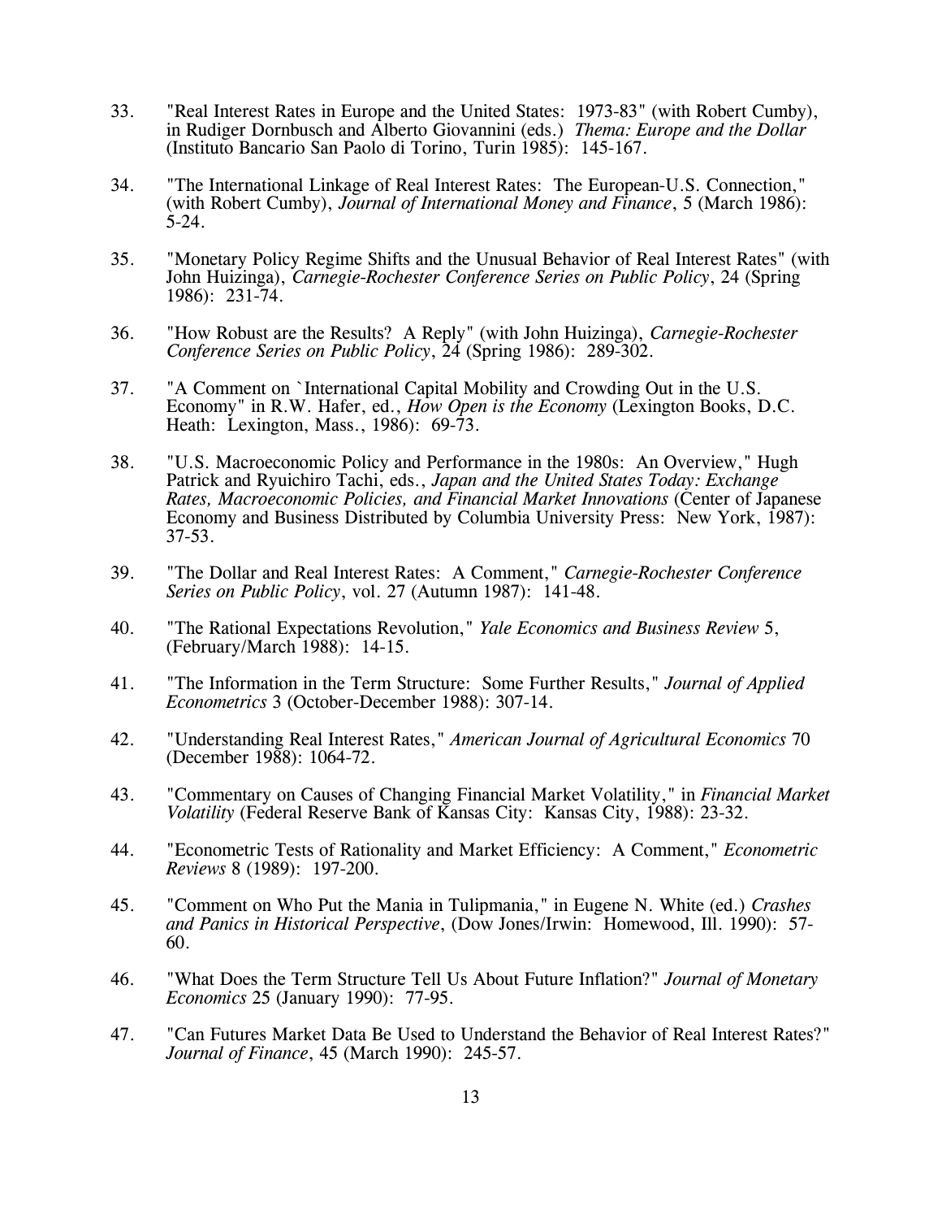33. "Real Interest Rates in Europe and the United States: 1973-83" (with Robert Cumby), in Rudiger Dornbusch and Alberto Giovannini (eds.) *Thema: Europe and the Dollar* (Instituto Bancario San Paolo di Torino, Turin 1985): 145-167.

34. "The International Linkage of Real Interest Rates: The European-U.S. Connection," (with Robert Cumby), *Journal of International Money and Finance*, 5 (March 1986): 5-24.

35. "Monetary Policy Regime Shifts and the Unusual Behavior of Real Interest Rates" (with John Huizinga), *Carnegie-Rochester Conference Series on Public Policy*, 24 (Spring 1986): 231-74.

36. "How Robust are the Results? A Reply" (with John Huizinga), *Carnegie-Rochester Conference Series on Public Policy*, 24 (Spring 1986): 289-302.

37. "A Comment on `International Capital Mobility and Crowding Out in the U.S. Economy" in R.W. Hafer, ed., *How Open is the Economy* (Lexington Books, D.C. Heath: Lexington, Mass., 1986): 69-73.

38. "U.S. Macroeconomic Policy and Performance in the 1980s: An Overview," Hugh Patrick and Ryuichiro Tachi, eds., *Japan and the United States Today: Exchange Rates, Macroeconomic Policies, and Financial Market Innovations* (Center of Japanese Economy and Business Distributed by Columbia University Press: New York, 1987): 37-53.

39. "The Dollar and Real Interest Rates: A Comment," *Carnegie-Rochester Conference Series on Public Policy*, vol. 27 (Autumn 1987): 141-48.

40. "The Rational Expectations Revolution," *Yale Economics and Business Review* 5, (February/March 1988): 14-15.

41. "The Information in the Term Structure: Some Further Results," *Journal of Applied Econometrics* 3 (October-December 1988): 307-14.

42. "Understanding Real Interest Rates," *American Journal of Agricultural Economics* 70 (December 1988): 1064-72.

43. "Commentary on Causes of Changing Financial Market Volatility," in *Financial Market Volatility* (Federal Reserve Bank of Kansas City: Kansas City, 1988): 23-32.

44. "Econometric Tests of Rationality and Market Efficiency: A Comment," *Econometric Reviews* 8 (1989): 197-200.

45. "Comment on Who Put the Mania in Tulipmania," in Eugene N. White (ed.) *Crashes and Panics in Historical Perspective*, (Dow Jones/Irwin: Homewood, Ill. 1990): 57-60.

46. "What Does the Term Structure Tell Us About Future Inflation?" *Journal of Monetary Economics* 25 (January 1990): 77-95.

47. "Can Futures Market Data Be Used to Understand the Behavior of Real Interest Rates?" *Journal of Finance*, 45 (March 1990): 245-57.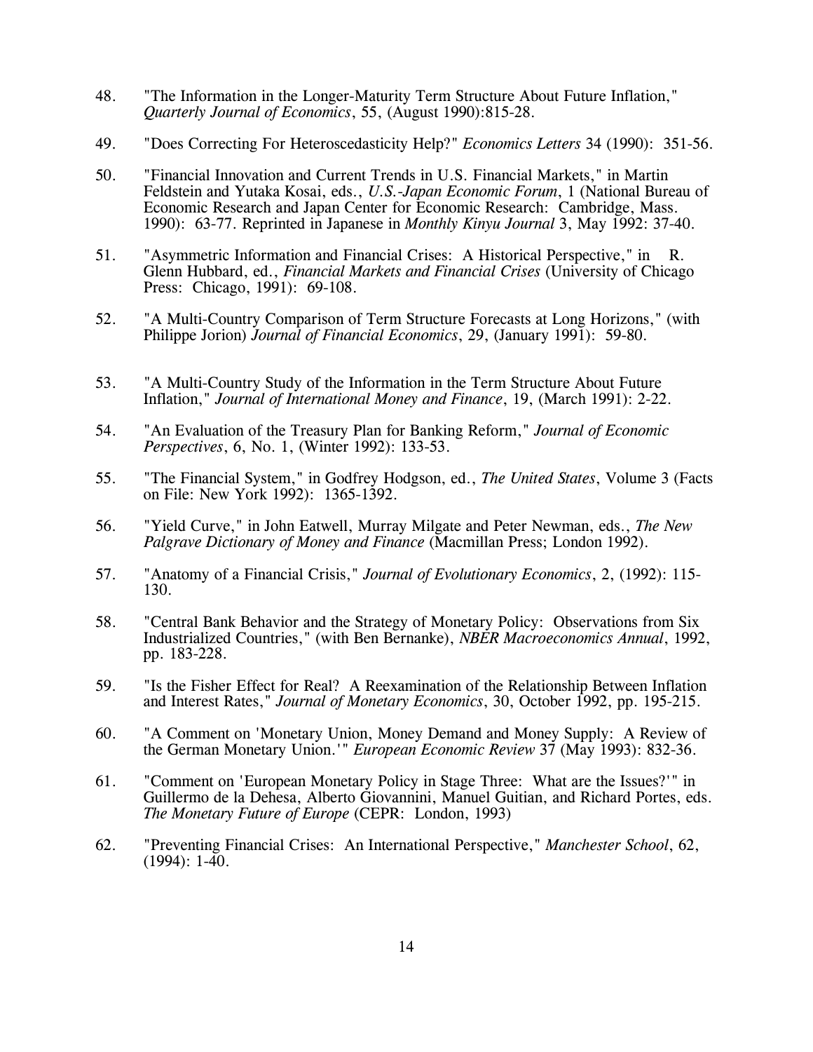48. "The Information in the Longer-Maturity Term Structure About Future Inflation," *Quarterly Journal of Economics*, 55, (August 1990):815-28.

49. "Does Correcting For Heteroscedasticity Help?" *Economics Letters* 34 (1990): 351-56.

50. "Financial Innovation and Current Trends in U.S. Financial Markets," in Martin Feldstein and Yutaka Kosai, eds., *U.S.-Japan Economic Forum*, 1 (National Bureau of Economic Research and Japan Center for Economic Research: Cambridge, Mass. 1990): 63-77. Reprinted in Japanese in *Monthly Kinyu Journal* 3, May 1992: 37-40.

51. "Asymmetric Information and Financial Crises: A Historical Perspective," in R. Glenn Hubbard, ed., *Financial Markets and Financial Crises* (University of Chicago Press: Chicago, 1991): 69-108.

52. "A Multi-Country Comparison of Term Structure Forecasts at Long Horizons," (with Philippe Jorion) *Journal of Financial Economics*, 29, (January 1991): 59-80.

53. "A Multi-Country Study of the Information in the Term Structure About Future Inflation," *Journal of International Money and Finance*, 19, (March 1991): 2-22.

54. "An Evaluation of the Treasury Plan for Banking Reform," *Journal of Economic Perspectives*, 6, No. 1, (Winter 1992): 133-53.

55. "The Financial System," in Godfrey Hodgson, ed., *The United States*, Volume 3 (Facts on File: New York 1992): 1365-1392.

56. "Yield Curve," in John Eatwell, Murray Milgate and Peter Newman, eds., *The New Palgrave Dictionary of Money and Finance* (Macmillan Press; London 1992).

57. "Anatomy of a Financial Crisis," *Journal of Evolutionary Economics*, 2, (1992): 115-130.

58. "Central Bank Behavior and the Strategy of Monetary Policy: Observations from Six Industrialized Countries," (with Ben Bernanke), *NBER Macroeconomics Annual*, 1992, pp. 183-228.

59. "Is the Fisher Effect for Real? A Reexamination of the Relationship Between Inflation and Interest Rates," *Journal of Monetary Economics*, 30, October 1992, pp. 195-215.

60. "A Comment on 'Monetary Union, Money Demand and Money Supply: A Review of the German Monetary Union.'" *European Economic Review* 37 (May 1993): 832-36.

61. "Comment on 'European Monetary Policy in Stage Three: What are the Issues?'" in Guillermo de la Dehesa, Alberto Giovannini, Manuel Guitian, and Richard Portes, eds. *The Monetary Future of Europe* (CEPR: London, 1993)

62. "Preventing Financial Crises: An International Perspective," *Manchester School*, 62, (1994): 1-40.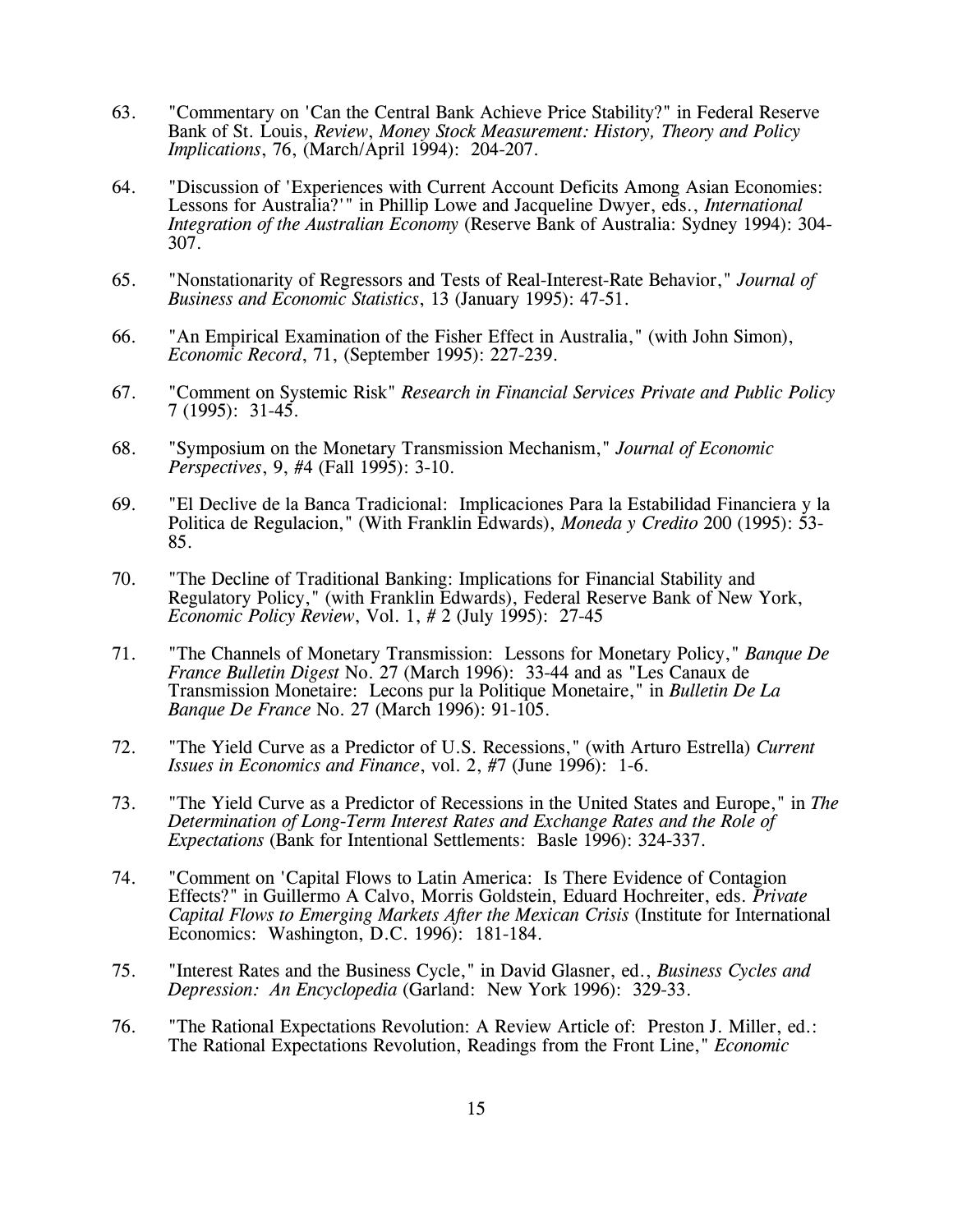63. "Commentary on 'Can the Central Bank Achieve Price Stability?" in Federal Reserve Bank of St. Louis, *Review*, *Money Stock Measurement: History, Theory and Policy Implications*, 76, (March/April 1994): 204-207.

64. "Discussion of 'Experiences with Current Account Deficits Among Asian Economies: Lessons for Australia?'" in Phillip Lowe and Jacqueline Dwyer, eds., *International Integration of the Australian Economy* (Reserve Bank of Australia: Sydney 1994): 304-307.

65. "Nonstationarity of Regressors and Tests of Real-Interest-Rate Behavior," *Journal of Business and Economic Statistics*, 13 (January 1995): 47-51.

66. "An Empirical Examination of the Fisher Effect in Australia," (with John Simon), *Economic Record*, 71, (September 1995): 227-239.

67. "Comment on Systemic Risk" *Research in Financial Services Private and Public Policy* 7 (1995): 31-45.

68. "Symposium on the Monetary Transmission Mechanism," *Journal of Economic Perspectives*, 9, #4 (Fall 1995): 3-10.

69. "El Declive de la Banca Tradicional: Implicaciones Para la Estabilidad Financiera y la Politica de Regulacion," (With Franklin Edwards), *Moneda y Credito* 200 (1995): 53-85.

70. "The Decline of Traditional Banking: Implications for Financial Stability and Regulatory Policy," (with Franklin Edwards), Federal Reserve Bank of New York, *Economic Policy Review*, Vol. 1, # 2 (July 1995): 27-45

71. "The Channels of Monetary Transmission: Lessons for Monetary Policy," *Banque De France Bulletin Digest* No. 27 (March 1996): 33-44 and as "Les Canaux de Transmission Monetaire: Lecons pur la Politique Monetaire," in *Bulletin De La Banque De France* No. 27 (March 1996): 91-105.

72. "The Yield Curve as a Predictor of U.S. Recessions," (with Arturo Estrella) *Current Issues in Economics and Finance*, vol. 2, #7 (June 1996): 1-6.

73. "The Yield Curve as a Predictor of Recessions in the United States and Europe," in *The Determination of Long-Term Interest Rates and Exchange Rates and the Role of Expectations* (Bank for Intentional Settlements: Basle 1996): 324-337.

74. "Comment on 'Capital Flows to Latin America: Is There Evidence of Contagion Effects?" in Guillermo A Calvo, Morris Goldstein, Eduard Hochreiter, eds. *Private Capital Flows to Emerging Markets After the Mexican Crisis* (Institute for International Economics: Washington, D.C. 1996): 181-184.

75. "Interest Rates and the Business Cycle," in David Glasner, ed., *Business Cycles and Depression: An Encyclopedia* (Garland: New York 1996): 329-33.

76. "The Rational Expectations Revolution: A Review Article of: Preston J. Miller, ed.: The Rational Expectations Revolution, Readings from the Front Line," *Economic*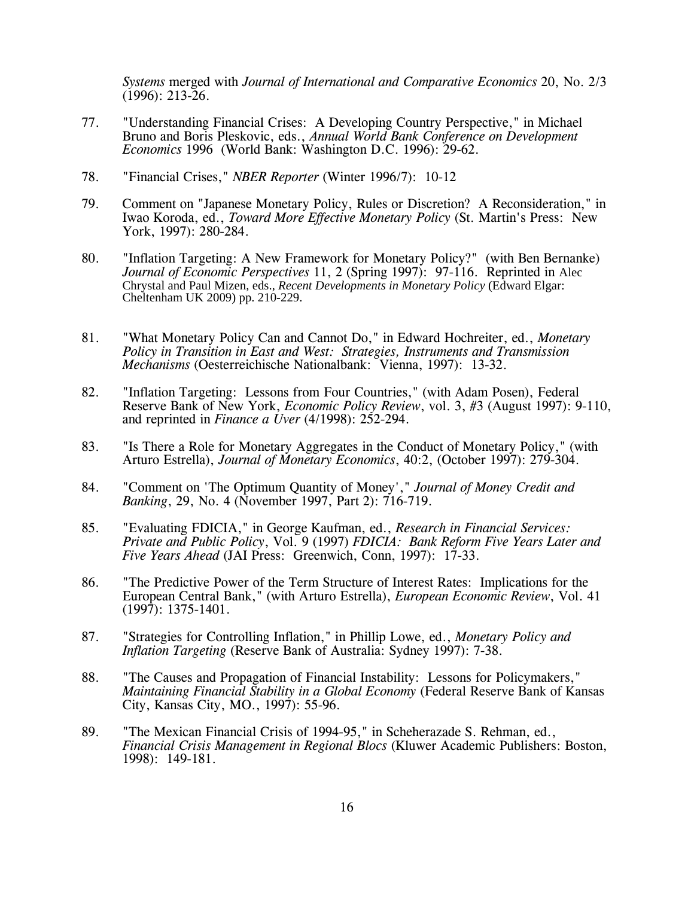*Systems* merged with *Journal of International and Comparative Economics* 20, No. 2/3 (1996): 213-26.

77. "Understanding Financial Crises: A Developing Country Perspective," in Michael Bruno and Boris Pleskovic, eds., *Annual World Bank Conference on Development Economics* 1996 (World Bank: Washington D.C. 1996): 29-62.

78. "Financial Crises," *NBER Reporter* (Winter 1996/7): 10-12

79. Comment on "Japanese Monetary Policy, Rules or Discretion? A Reconsideration," in Iwao Koroda, ed., *Toward More Effective Monetary Policy* (St. Martin's Press: New York, 1997): 280-284.

80. "Inflation Targeting: A New Framework for Monetary Policy?" (with Ben Bernanke) *Journal of Economic Perspectives* 11, 2 (Spring 1997): 97-116. Reprinted in Alec Chrystal and Paul Mizen, eds., *Recent Developments in Monetary Policy* (Edward Elgar: Cheltenham UK 2009) pp. 210-229.

81. "What Monetary Policy Can and Cannot Do," in Edward Hochreiter, ed., *Monetary Policy in Transition in East and West: Strategies, Instruments and Transmission Mechanisms* (Oesterreichische Nationalbank: Vienna, 1997): 13-32.

82. "Inflation Targeting: Lessons from Four Countries," (with Adam Posen), Federal Reserve Bank of New York, *Economic Policy Review*, vol. 3, #3 (August 1997): 9-110, and reprinted in *Finance a Uver* (4/1998): 252-294.

83. "Is There a Role for Monetary Aggregates in the Conduct of Monetary Policy," (with Arturo Estrella), *Journal of Monetary Economics*, 40:2, (October 1997): 279-304.

84. "Comment on 'The Optimum Quantity of Money'," *Journal of Money Credit and Banking*, 29, No. 4 (November 1997, Part 2): 716-719.

85. "Evaluating FDICIA," in George Kaufman, ed., *Research in Financial Services: Private and Public Policy*, Vol. 9 (1997) *FDICIA: Bank Reform Five Years Later and Five Years Ahead* (JAI Press: Greenwich, Conn, 1997): 17-33.

86. "The Predictive Power of the Term Structure of Interest Rates: Implications for the European Central Bank," (with Arturo Estrella), *European Economic Review*, Vol. 41 (1997): 1375-1401.

87. "Strategies for Controlling Inflation," in Phillip Lowe, ed., *Monetary Policy and Inflation Targeting* (Reserve Bank of Australia: Sydney 1997): 7-38.

88. "The Causes and Propagation of Financial Instability: Lessons for Policymakers," *Maintaining Financial Stability in a Global Economy* (Federal Reserve Bank of Kansas City, Kansas City, MO., 1997): 55-96.

89. "The Mexican Financial Crisis of 1994-95," in Scheherazade S. Rehman, ed., *Financial Crisis Management in Regional Blocs* (Kluwer Academic Publishers: Boston, 1998): 149-181.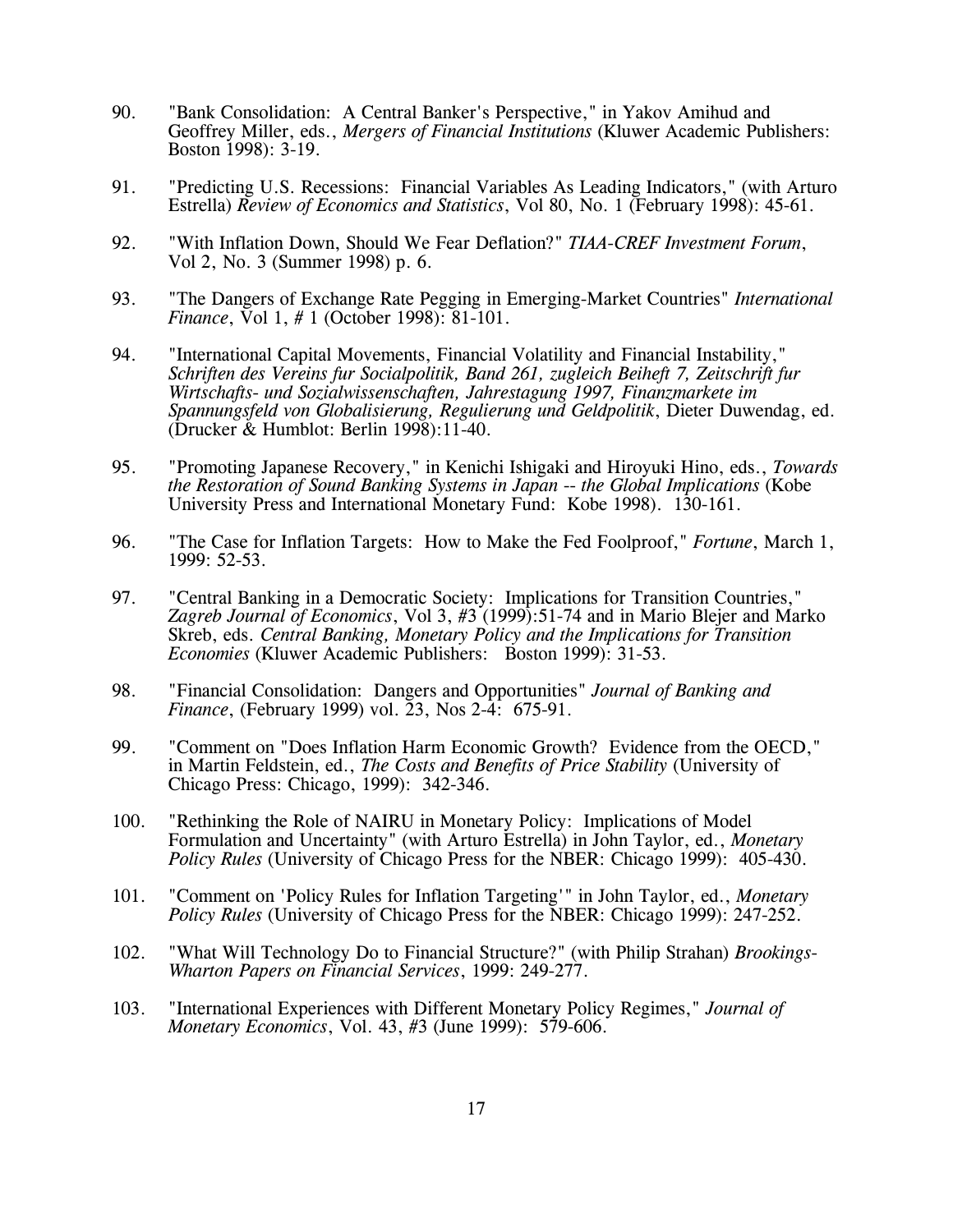90. "Bank Consolidation: A Central Banker's Perspective," in Yakov Amihud and Geoffrey Miller, eds., *Mergers of Financial Institutions* (Kluwer Academic Publishers: Boston 1998): 3-19.

91. "Predicting U.S. Recessions: Financial Variables As Leading Indicators," (with Arturo Estrella) *Review of Economics and Statistics*, Vol 80, No. 1 (February 1998): 45-61.

92. "With Inflation Down, Should We Fear Deflation?" *TIAA-CREF Investment Forum*, Vol 2, No. 3 (Summer 1998) p. 6.

93. "The Dangers of Exchange Rate Pegging in Emerging-Market Countries" *International Finance*, Vol 1, # 1 (October 1998): 81-101.

94. "International Capital Movements, Financial Volatility and Financial Instability," *Schriften des Vereins fur Socialpolitik, Band 261, zugleich Beiheft 7, Zeitschrift fur Wirtschafts- und Sozialwissenschaften, Jahrestagung 1997, Finanzmarkete im Spannungsfeld von Globalisierung, Regulierung und Geldpolitik*, Dieter Duwendag, ed. (Drucker & Humblot: Berlin 1998):11-40.

95. "Promoting Japanese Recovery," in Kenichi Ishigaki and Hiroyuki Hino, eds., *Towards the Restoration of Sound Banking Systems in Japan -- the Global Implications* (Kobe University Press and International Monetary Fund: Kobe 1998). 130-161.

96. "The Case for Inflation Targets: How to Make the Fed Foolproof," *Fortune*, March 1, 1999: 52-53.

97. "Central Banking in a Democratic Society: Implications for Transition Countries," *Zagreb Journal of Economics*, Vol 3, #3 (1999):51-74 and in Mario Blejer and Marko Skreb, eds. *Central Banking, Monetary Policy and the Implications for Transition Economies* (Kluwer Academic Publishers: Boston 1999): 31-53.

98. "Financial Consolidation: Dangers and Opportunities" *Journal of Banking and Finance*, (February 1999) vol. 23, Nos 2-4: 675-91.

99. "Comment on "Does Inflation Harm Economic Growth? Evidence from the OECD," in Martin Feldstein, ed., *The Costs and Benefits of Price Stability* (University of Chicago Press: Chicago, 1999): 342-346.

100. "Rethinking the Role of NAIRU in Monetary Policy: Implications of Model Formulation and Uncertainty" (with Arturo Estrella) in John Taylor, ed., *Monetary Policy Rules* (University of Chicago Press for the NBER: Chicago 1999): 405-430.

101. "Comment on 'Policy Rules for Inflation Targeting'" in John Taylor, ed., *Monetary Policy Rules* (University of Chicago Press for the NBER: Chicago 1999): 247-252.

102. "What Will Technology Do to Financial Structure?" (with Philip Strahan) *Brookings-Wharton Papers on Financial Services*, 1999: 249-277.

103. "International Experiences with Different Monetary Policy Regimes," *Journal of Monetary Economics*, Vol. 43, #3 (June 1999): 579-606.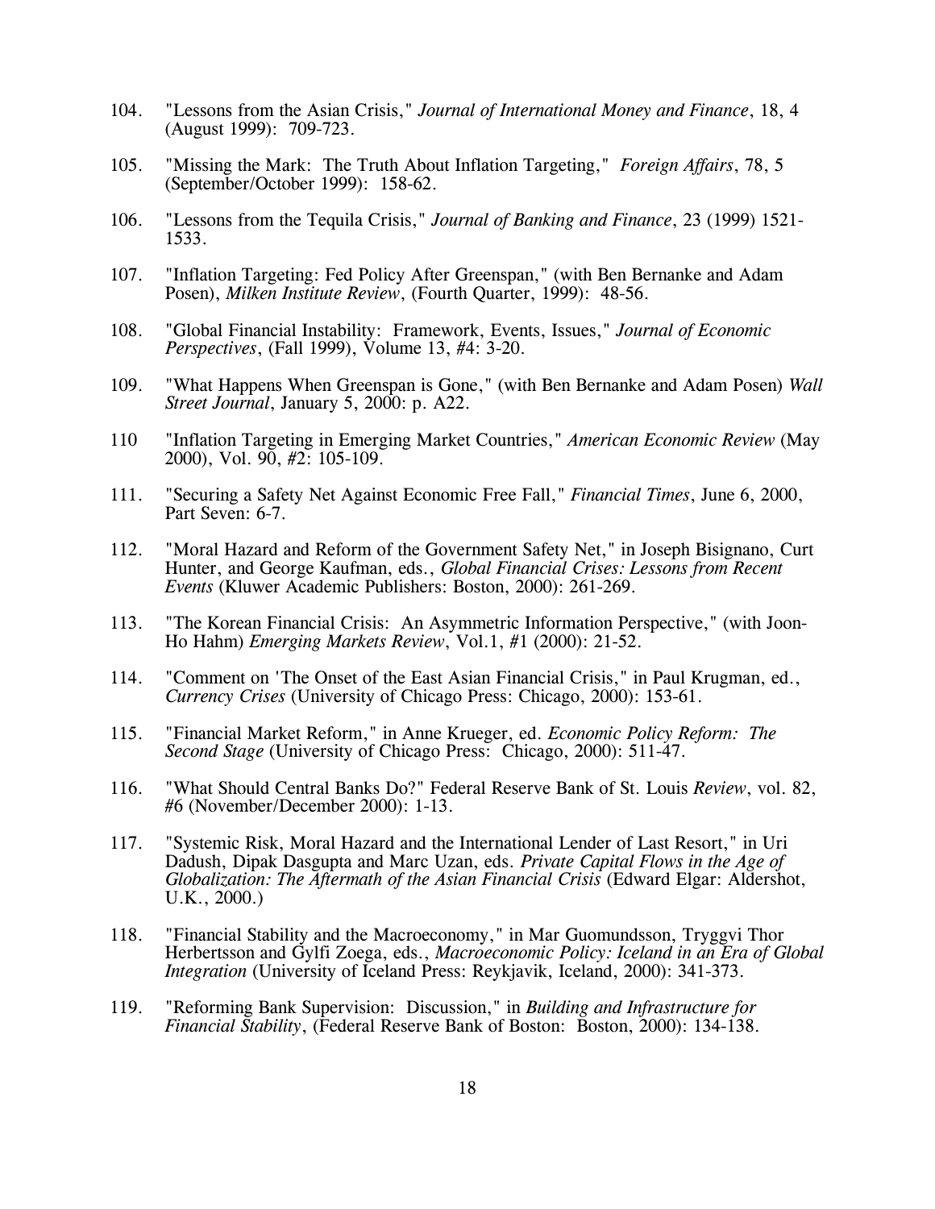104. "Lessons from the Asian Crisis," *Journal of International Money and Finance*, 18, 4 (August 1999): 709-723.

105. "Missing the Mark: The Truth About Inflation Targeting," *Foreign Affairs*, 78, 5 (September/October 1999): 158-62.

106. "Lessons from the Tequila Crisis," *Journal of Banking and Finance*, 23 (1999) 1521-1533.

107. "Inflation Targeting: Fed Policy After Greenspan," (with Ben Bernanke and Adam Posen), *Milken Institute Review*, (Fourth Quarter, 1999): 48-56.

108. "Global Financial Instability: Framework, Events, Issues," *Journal of Economic Perspectives*, (Fall 1999), Volume 13, #4: 3-20.

109. "What Happens When Greenspan is Gone," (with Ben Bernanke and Adam Posen) *Wall Street Journal*, January 5, 2000: p. A22.

110 "Inflation Targeting in Emerging Market Countries," *American Economic Review* (May 2000), Vol. 90, #2: 105-109.

111. "Securing a Safety Net Against Economic Free Fall," *Financial Times*, June 6, 2000, Part Seven: 6-7.

112. "Moral Hazard and Reform of the Government Safety Net," in Joseph Bisignano, Curt Hunter, and George Kaufman, eds., *Global Financial Crises: Lessons from Recent Events* (Kluwer Academic Publishers: Boston, 2000): 261-269.

113. "The Korean Financial Crisis: An Asymmetric Information Perspective," (with Joon-Ho Hahm) *Emerging Markets Review*, Vol.1, #1 (2000): 21-52.

114. "Comment on 'The Onset of the East Asian Financial Crisis," in Paul Krugman, ed., *Currency Crises* (University of Chicago Press: Chicago, 2000): 153-61.

115. "Financial Market Reform," in Anne Krueger, ed. *Economic Policy Reform: The Second Stage* (University of Chicago Press: Chicago, 2000): 511-47.

116. "What Should Central Banks Do?" Federal Reserve Bank of St. Louis *Review*, vol. 82, #6 (November/December 2000): 1-13.

117. "Systemic Risk, Moral Hazard and the International Lender of Last Resort," in Uri Dadush, Dipak Dasgupta and Marc Uzan, eds. *Private Capital Flows in the Age of Globalization: The Aftermath of the Asian Financial Crisis* (Edward Elgar: Aldershot, U.K., 2000.)

118. "Financial Stability and the Macroeconomy," in Mar Guomundsson, Tryggvi Thor Herbertsson and Gylfi Zoega, eds., *Macroeconomic Policy: Iceland in an Era of Global Integration* (University of Iceland Press: Reykjavik, Iceland, 2000): 341-373.

119. "Reforming Bank Supervision: Discussion," in *Building and Infrastructure for Financial Stability*, (Federal Reserve Bank of Boston: Boston, 2000): 134-138.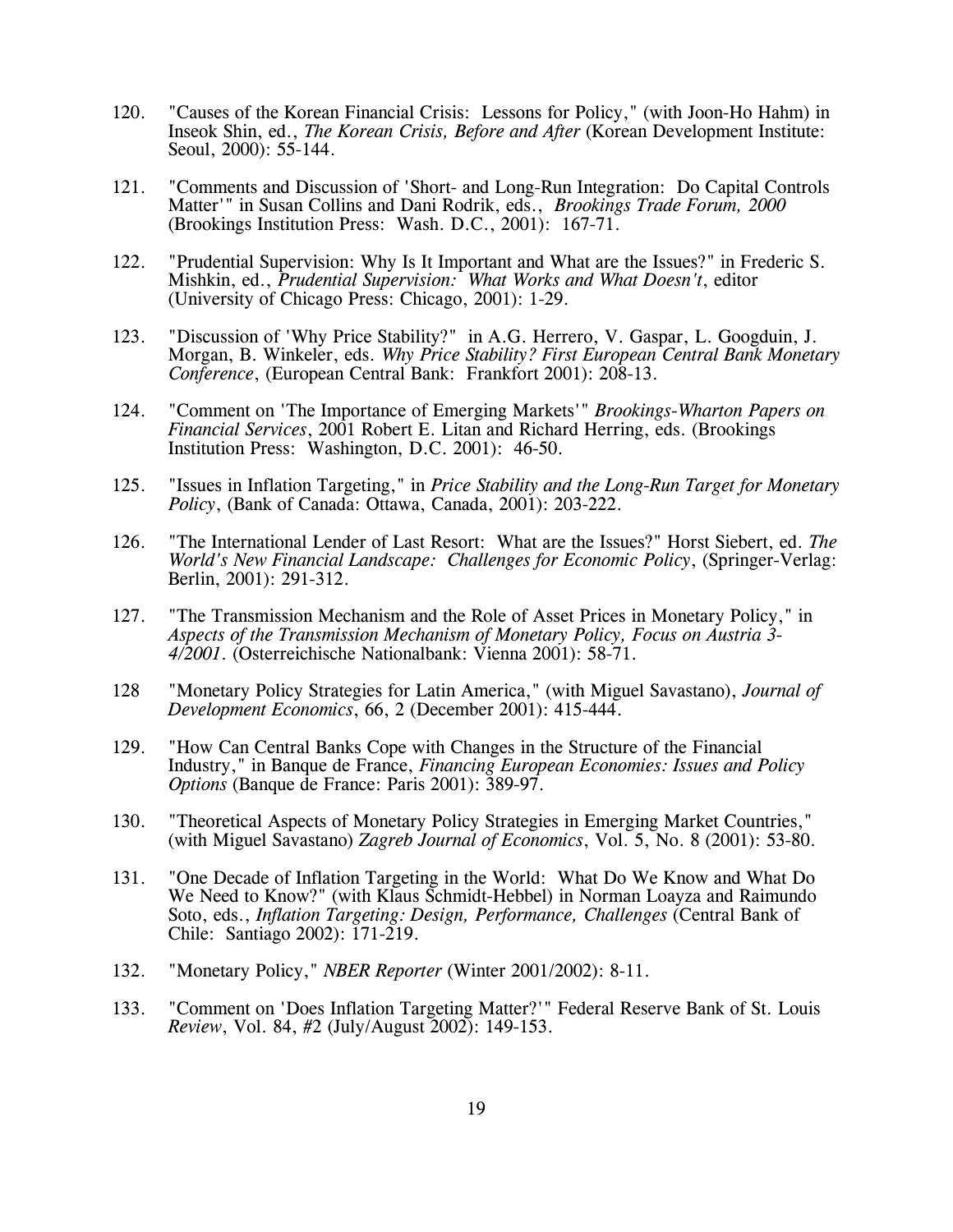120. "Causes of the Korean Financial Crisis: Lessons for Policy," (with Joon-Ho Hahm) in Inseok Shin, ed., *The Korean Crisis, Before and After* (Korean Development Institute: Seoul, 2000): 55-144.

121. "Comments and Discussion of 'Short- and Long-Run Integration: Do Capital Controls Matter'" in Susan Collins and Dani Rodrik, eds., *Brookings Trade Forum, 2000* (Brookings Institution Press: Wash. D.C., 2001): 167-71.

122. "Prudential Supervision: Why Is It Important and What are the Issues?" in Frederic S. Mishkin, ed., *Prudential Supervision: What Works and What Doesn't*, editor (University of Chicago Press: Chicago, 2001): 1-29.

123. "Discussion of 'Why Price Stability?" in A.G. Herrero, V. Gaspar, L. Googduin, J. Morgan, B. Winkeler, eds. *Why Price Stability? First European Central Bank Monetary Conference*, (European Central Bank: Frankfort 2001): 208-13.

124. "Comment on 'The Importance of Emerging Markets'" *Brookings-Wharton Papers on Financial Services*, 2001 Robert E. Litan and Richard Herring, eds. (Brookings Institution Press: Washington, D.C. 2001): 46-50.

125. "Issues in Inflation Targeting," in *Price Stability and the Long-Run Target for Monetary Policy*, (Bank of Canada: Ottawa, Canada, 2001): 203-222.

126. "The International Lender of Last Resort: What are the Issues?" Horst Siebert, ed. *The World's New Financial Landscape: Challenges for Economic Policy*, (Springer-Verlag: Berlin, 2001): 291-312.

127. "The Transmission Mechanism and the Role of Asset Prices in Monetary Policy," in *Aspects of the Transmission Mechanism of Monetary Policy, Focus on Austria 3-4/2001*. (Osterreichische Nationalbank: Vienna 2001): 58-71.

128 "Monetary Policy Strategies for Latin America," (with Miguel Savastano), *Journal of Development Economics*, 66, 2 (December 2001): 415-444.

129. "How Can Central Banks Cope with Changes in the Structure of the Financial Industry," in Banque de France, *Financing European Economies: Issues and Policy Options* (Banque de France: Paris 2001): 389-97.

130. "Theoretical Aspects of Monetary Policy Strategies in Emerging Market Countries," (with Miguel Savastano) *Zagreb Journal of Economics*, Vol. 5, No. 8 (2001): 53-80.

131. "One Decade of Inflation Targeting in the World: What Do We Know and What Do We Need to Know?" (with Klaus Schmidt-Hebbel) in Norman Loayza and Raimundo Soto, eds., *Inflation Targeting: Design, Performance, Challenges* (Central Bank of Chile: Santiago 2002): 171-219.

132. "Monetary Policy," *NBER Reporter* (Winter 2001/2002): 8-11.

133. "Comment on 'Does Inflation Targeting Matter?'" Federal Reserve Bank of St. Louis *Review*, Vol. 84, #2 (July/August 2002): 149-153.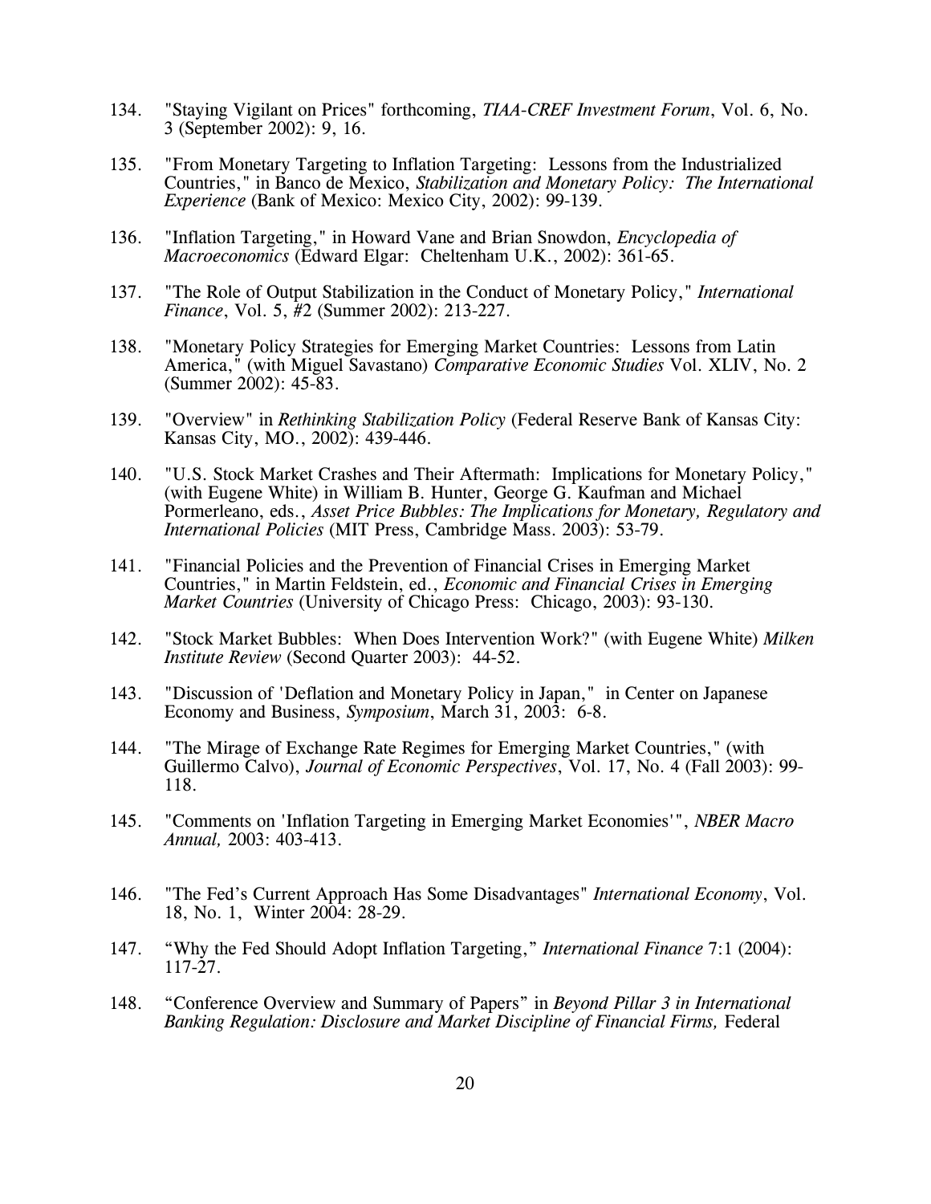134. "Staying Vigilant on Prices" forthcoming, *TIAA-CREF Investment Forum*, Vol. 6, No. 3 (September 2002): 9, 16.

135. "From Monetary Targeting to Inflation Targeting: Lessons from the Industrialized Countries," in Banco de Mexico, *Stabilization and Monetary Policy: The International Experience* (Bank of Mexico: Mexico City, 2002): 99-139.

136. "Inflation Targeting," in Howard Vane and Brian Snowdon, *Encyclopedia of Macroeconomics* (Edward Elgar: Cheltenham U.K., 2002): 361-65.

137. "The Role of Output Stabilization in the Conduct of Monetary Policy," *International Finance*, Vol. 5, #2 (Summer 2002): 213-227.

138. "Monetary Policy Strategies for Emerging Market Countries: Lessons from Latin America," (with Miguel Savastano) *Comparative Economic Studies* Vol. XLIV, No. 2 (Summer 2002): 45-83.

139. "Overview" in *Rethinking Stabilization Policy* (Federal Reserve Bank of Kansas City: Kansas City, MO., 2002): 439-446.

140. "U.S. Stock Market Crashes and Their Aftermath: Implications for Monetary Policy," (with Eugene White) in William B. Hunter, George G. Kaufman and Michael Pormerleano, eds., *Asset Price Bubbles: The Implications for Monetary, Regulatory and International Policies* (MIT Press, Cambridge Mass. 2003): 53-79.

141. "Financial Policies and the Prevention of Financial Crises in Emerging Market Countries," in Martin Feldstein, ed., *Economic and Financial Crises in Emerging Market Countries* (University of Chicago Press: Chicago, 2003): 93-130.

142. "Stock Market Bubbles: When Does Intervention Work?" (with Eugene White) *Milken Institute Review* (Second Quarter 2003): 44-52.

143. "Discussion of 'Deflation and Monetary Policy in Japan," in Center on Japanese Economy and Business, *Symposium*, March 31, 2003: 6-8.

144. "The Mirage of Exchange Rate Regimes for Emerging Market Countries," (with Guillermo Calvo), *Journal of Economic Perspectives*, Vol. 17, No. 4 (Fall 2003): 99-118.

145. "Comments on 'Inflation Targeting in Emerging Market Economies'", *NBER Macro Annual,* 2003: 403-413.

146. "The Fed's Current Approach Has Some Disadvantages" *International Economy*, Vol. 18, No. 1, Winter 2004: 28-29.

147. "Why the Fed Should Adopt Inflation Targeting," *International Finance* 7:1 (2004): 117-27.

148. "Conference Overview and Summary of Papers" in *Beyond Pillar 3 in International Banking Regulation: Disclosure and Market Discipline of Financial Firms,* Federal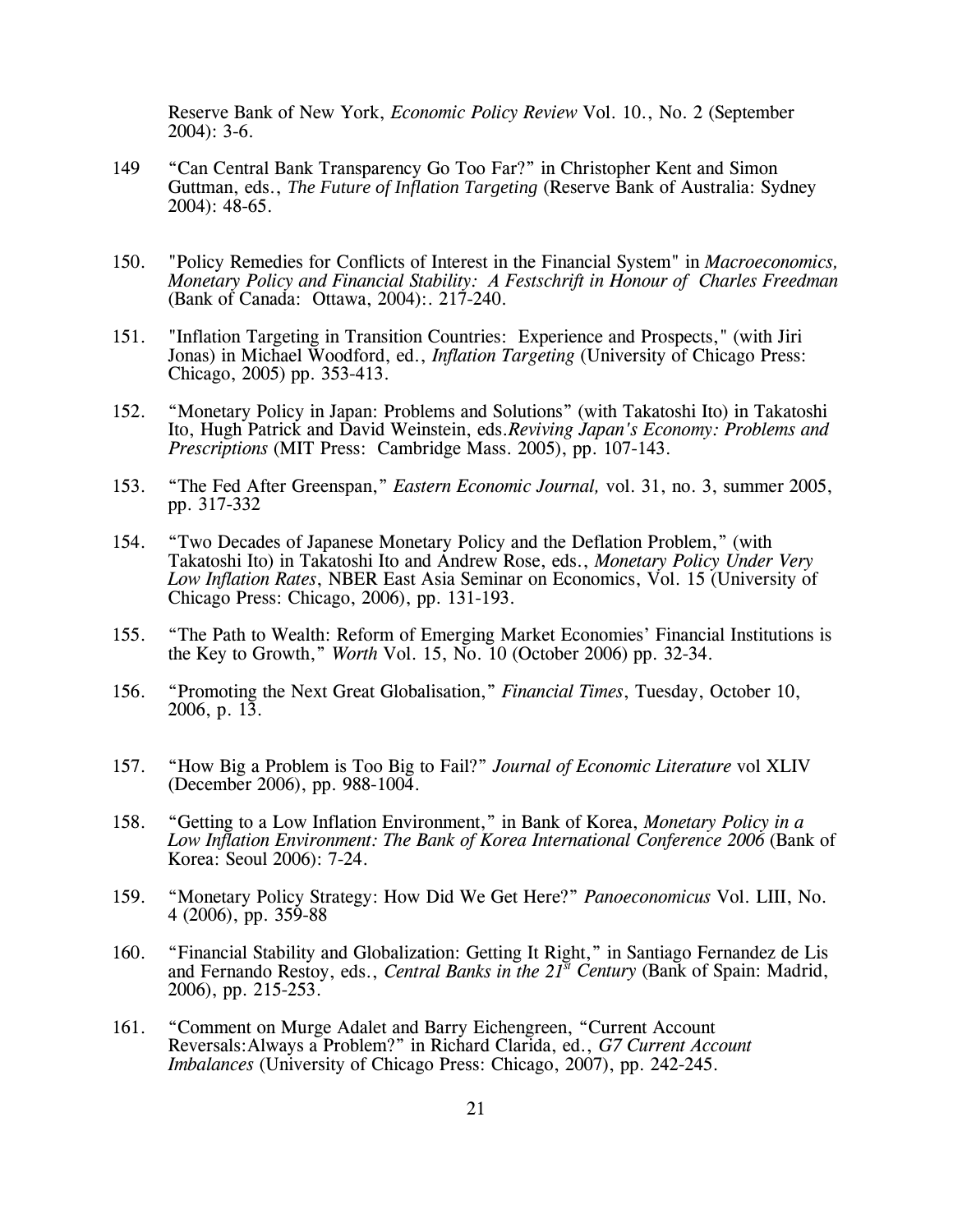Reserve Bank of New York, *Economic Policy Review* Vol. 10., No. 2 (September 2004): 3-6.

149 "Can Central Bank Transparency Go Too Far?" in Christopher Kent and Simon Guttman, eds., *The Future of Inflation Targeting* (Reserve Bank of Australia: Sydney 2004): 48-65.

150. "Policy Remedies for Conflicts of Interest in the Financial System" in *Macroeconomics, Monetary Policy and Financial Stability: A Festschrift in Honour of Charles Freedman* (Bank of Canada: Ottawa, 2004):. 217-240.

151. "Inflation Targeting in Transition Countries: Experience and Prospects," (with Jiri Jonas) in Michael Woodford, ed., *Inflation Targeting* (University of Chicago Press: Chicago, 2005) pp. 353-413.

152. "Monetary Policy in Japan: Problems and Solutions" (with Takatoshi Ito) in Takatoshi Ito, Hugh Patrick and David Weinstein, eds.*Reviving Japan's Economy: Problems and Prescriptions* (MIT Press: Cambridge Mass. 2005), pp. 107-143.

153. "The Fed After Greenspan," *Eastern Economic Journal,* vol. 31, no. 3, summer 2005, pp. 317-332

154. "Two Decades of Japanese Monetary Policy and the Deflation Problem," (with Takatoshi Ito) in Takatoshi Ito and Andrew Rose, eds., *Monetary Policy Under Very Low Inflation Rates*, NBER East Asia Seminar on Economics, Vol. 15 (University of Chicago Press: Chicago, 2006), pp. 131-193.

155. "The Path to Wealth: Reform of Emerging Market Economies' Financial Institutions is the Key to Growth," *Worth* Vol. 15, No. 10 (October 2006) pp. 32-34.

156. "Promoting the Next Great Globalisation," *Financial Times*, Tuesday, October 10, 2006, p. 13.

157. "How Big a Problem is Too Big to Fail?" *Journal of Economic Literature* vol XLIV (December 2006), pp. 988-1004.

158. "Getting to a Low Inflation Environment," in Bank of Korea, *Monetary Policy in a Low Inflation Environment: The Bank of Korea International Conference 2006* (Bank of Korea: Seoul 2006): 7-24.

159. "Monetary Policy Strategy: How Did We Get Here?" *Panoeconomicus* Vol. LIII, No. 4 (2006), pp. 359-88

160. "Financial Stability and Globalization: Getting It Right," in Santiago Fernandez de Lis and Fernando Restoy, eds., *Central Banks in the 21st Century* (Bank of Spain: Madrid, 2006), pp. 215-253.

161. "Comment on Murge Adalet and Barry Eichengreen, "Current Account Reversals:Always a Problem?" in Richard Clarida, ed., *G7 Current Account Imbalances* (University of Chicago Press: Chicago, 2007), pp. 242-245.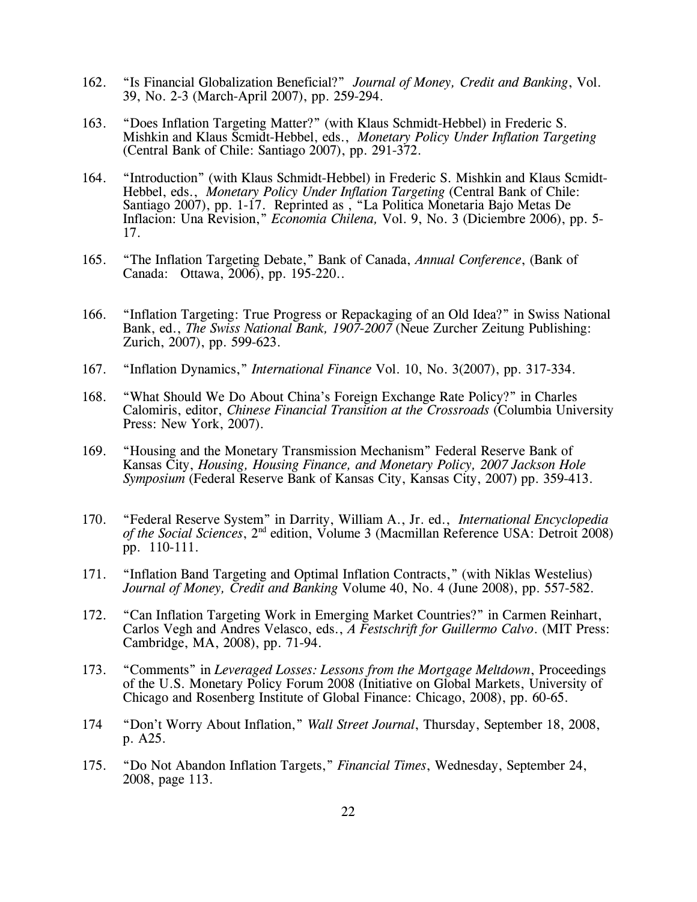162. "Is Financial Globalization Beneficial?" *Journal of Money, Credit and Banking*, Vol. 39, No. 2-3 (March-April 2007), pp. 259-294.

163. "Does Inflation Targeting Matter?" (with Klaus Schmidt-Hebbel) in Frederic S. Mishkin and Klaus Scmidt-Hebbel, eds., *Monetary Policy Under Inflation Targeting* (Central Bank of Chile: Santiago 2007), pp. 291-372.

164. "Introduction" (with Klaus Schmidt-Hebbel) in Frederic S. Mishkin and Klaus Scmidt-Hebbel, eds., *Monetary Policy Under Inflation Targeting* (Central Bank of Chile: Santiago 2007), pp. 1-17. Reprinted as , "La Politica Monetaria Bajo Metas De Inflacion: Una Revision," *Economia Chilena,* Vol. 9, No. 3 (Diciembre 2006), pp. 5-17.

165. "The Inflation Targeting Debate," Bank of Canada, *Annual Conference*, (Bank of Canada: Ottawa, 2006), pp. 195-220..

166. "Inflation Targeting: True Progress or Repackaging of an Old Idea?" in Swiss National Bank, ed., *The Swiss National Bank, 1907-2007* (Neue Zurcher Zeitung Publishing: Zurich, 2007), pp. 599-623.

167. "Inflation Dynamics," *International Finance* Vol. 10, No. 3(2007), pp. 317-334.

168. "What Should We Do About China's Foreign Exchange Rate Policy?" in Charles Calomiris, editor, *Chinese Financial Transition at the Crossroads* (Columbia University Press: New York, 2007).

169. "Housing and the Monetary Transmission Mechanism" Federal Reserve Bank of Kansas City, *Housing, Housing Finance, and Monetary Policy, 2007 Jackson Hole Symposium* (Federal Reserve Bank of Kansas City, Kansas City, 2007) pp. 359-413.

170. "Federal Reserve System" in Darrity, William A., Jr. ed., *International Encyclopedia of the Social Sciences*, 2nd edition, Volume 3 (Macmillan Reference USA: Detroit 2008) pp. 110-111.

171. "Inflation Band Targeting and Optimal Inflation Contracts," (with Niklas Westelius) *Journal of Money, Credit and Banking* Volume 40, No. 4 (June 2008), pp. 557-582.

172. "Can Inflation Targeting Work in Emerging Market Countries?" in Carmen Reinhart, Carlos Vegh and Andres Velasco, eds., *A Festschrift for Guillermo Calvo*. (MIT Press: Cambridge, MA, 2008), pp. 71-94.

173. "Comments" in *Leveraged Losses: Lessons from the Mortgage Meltdown*, Proceedings of the U.S. Monetary Policy Forum 2008 (Initiative on Global Markets, University of Chicago and Rosenberg Institute of Global Finance: Chicago, 2008), pp. 60-65.

174 "Don't Worry About Inflation," *Wall Street Journal*, Thursday, September 18, 2008, p. A25.

175. "Do Not Abandon Inflation Targets," *Financial Times*, Wednesday, September 24, 2008, page 113.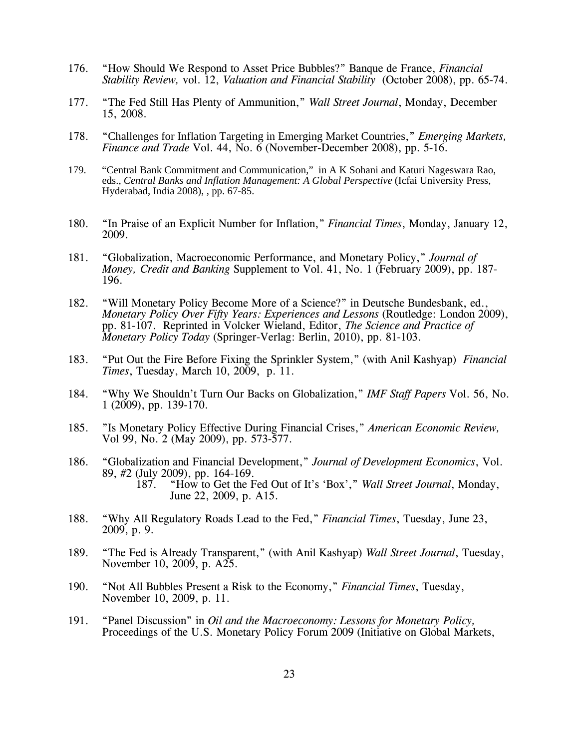176. "How Should We Respond to Asset Price Bubbles?" Banque de France, *Financial Stability Review,* vol. 12, *Valuation and Financial Stability* (October 2008), pp. 65-74.

177. "The Fed Still Has Plenty of Ammunition," *Wall Street Journal*, Monday, December 15, 2008.

178. "Challenges for Inflation Targeting in Emerging Market Countries," *Emerging Markets, Finance and Trade* Vol. 44, No. 6 (November-December 2008), pp. 5-16.

179. "Central Bank Commitment and Communication," in A K Sohani and Katuri Nageswara Rao, eds., *Central Banks and Inflation Management: A Global Perspective* (Icfai University Press, Hyderabad, India 2008), , pp. 67-85.

180. "In Praise of an Explicit Number for Inflation," *Financial Times*, Monday, January 12, 2009.

181. "Globalization, Macroeconomic Performance, and Monetary Policy," *Journal of Money, Credit and Banking* Supplement to Vol. 41, No. 1 (February 2009), pp. 187-196.

182. "Will Monetary Policy Become More of a Science?" in Deutsche Bundesbank, ed., *Monetary Policy Over Fifty Years: Experiences and Lessons* (Routledge: London 2009), pp. 81-107. Reprinted in Volcker Wieland, Editor, *The Science and Practice of Monetary Policy Today* (Springer-Verlag: Berlin, 2010), pp. 81-103.

183. "Put Out the Fire Before Fixing the Sprinkler System," (with Anil Kashyap) *Financial Times*, Tuesday, March 10, 2009, p. 11.

184. "Why We Shouldn't Turn Our Backs on Globalization," *IMF Staff Papers* Vol. 56, No. 1 (2009), pp. 139-170.

185. "Is Monetary Policy Effective During Financial Crises," *American Economic Review,* Vol 99, No. 2 (May 2009), pp. 573-577.

186. "Globalization and Financial Development," *Journal of Development Economics*, Vol. 89, #2 (July 2009), pp. 164-169.

187. "How to Get the Fed Out of It's 'Box'," *Wall Street Journal*, Monday, June 22, 2009, p. A15.

188. "Why All Regulatory Roads Lead to the Fed," *Financial Times*, Tuesday, June 23, 2009, p. 9.

189. "The Fed is Already Transparent," (with Anil Kashyap) *Wall Street Journal*, Tuesday, November 10, 2009, p. A25.

190. "Not All Bubbles Present a Risk to the Economy," *Financial Times*, Tuesday, November 10, 2009, p. 11.

191. "Panel Discussion" in *Oil and the Macroeconomy: Lessons for Monetary Policy,* Proceedings of the U.S. Monetary Policy Forum 2009 (Initiative on Global Markets,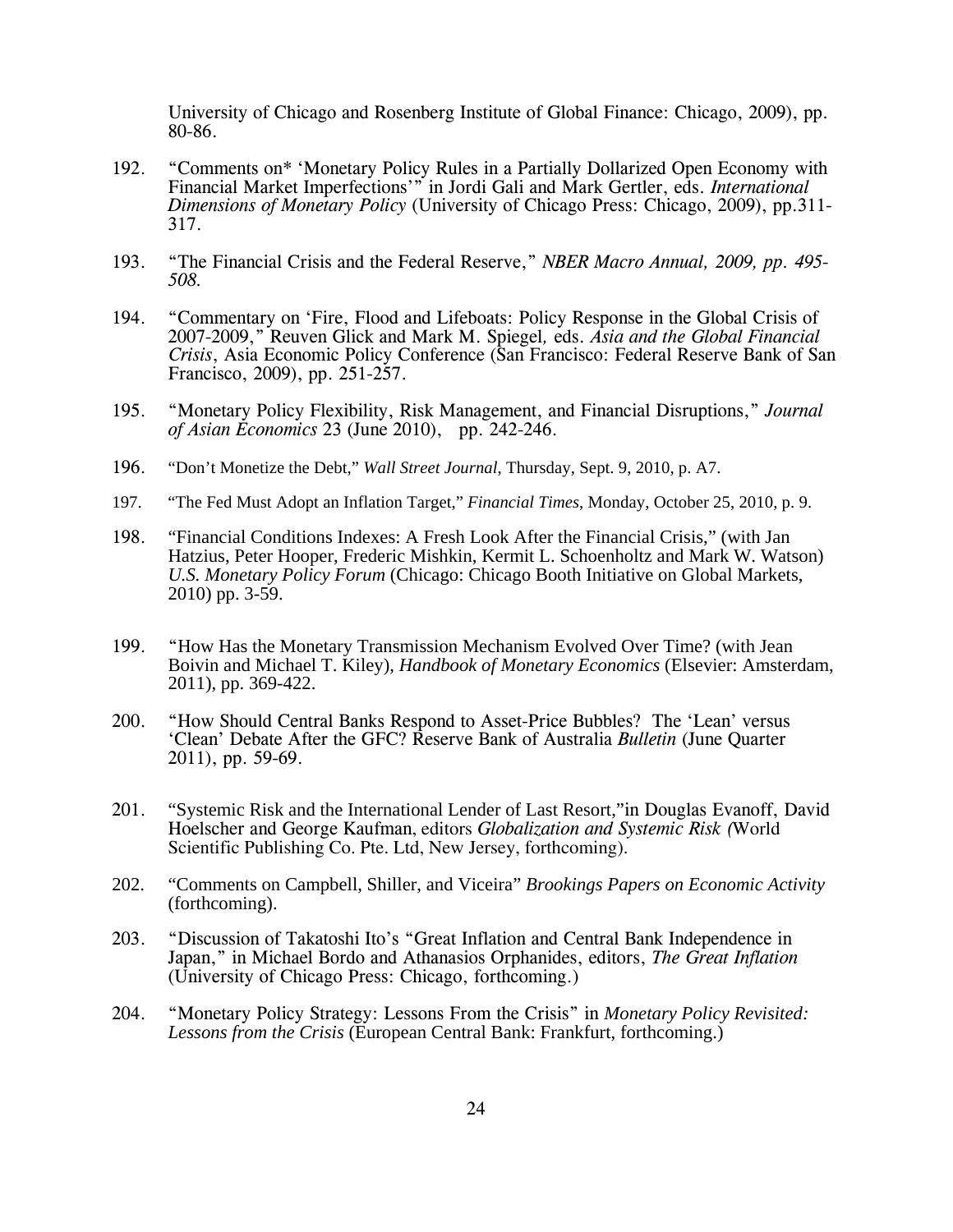University of Chicago and Rosenberg Institute of Global Finance: Chicago, 2009), pp. 80-86.

192. "Comments on* 'Monetary Policy Rules in a Partially Dollarized Open Economy with Financial Market Imperfections'" in Jordi Gali and Mark Gertler, eds. *International Dimensions of Monetary Policy* (University of Chicago Press: Chicago, 2009), pp.311-317.

193. "The Financial Crisis and the Federal Reserve," *NBER Macro Annual, 2009, pp. 495-508.*

194. "Commentary on 'Fire, Flood and Lifeboats: Policy Response in the Global Crisis of 2007-2009," Reuven Glick and Mark M. Spiegel, eds. *Asia and the Global Financial Crisis*, Asia Economic Policy Conference (San Francisco: Federal Reserve Bank of San Francisco, 2009), pp. 251-257.

195. "Monetary Policy Flexibility, Risk Management, and Financial Disruptions," *Journal of Asian Economics* 23 (June 2010), pp. 242-246.

196. "Don't Monetize the Debt," *Wall Street Journal*, Thursday, Sept. 9, 2010, p. A7.

197. "The Fed Must Adopt an Inflation Target," *Financial Times*, Monday, October 25, 2010, p. 9.

198. "Financial Conditions Indexes: A Fresh Look After the Financial Crisis," (with Jan Hatzius, Peter Hooper, Frederic Mishkin, Kermit L. Schoenholtz and Mark W. Watson) *U.S. Monetary Policy Forum* (Chicago: Chicago Booth Initiative on Global Markets, 2010) pp. 3-59.

199. "How Has the Monetary Transmission Mechanism Evolved Over Time? (with Jean Boivin and Michael T. Kiley), *Handbook of Monetary Economics* (Elsevier: Amsterdam, 2011), pp. 369-422.

200. "How Should Central Banks Respond to Asset-Price Bubbles? The 'Lean' versus 'Clean' Debate After the GFC? Reserve Bank of Australia *Bulletin* (June Quarter 2011), pp. 59-69.

201. "Systemic Risk and the International Lender of Last Resort,"in Douglas Evanoff, David Hoelscher and George Kaufman, editors *Globalization and Systemic Risk (*World Scientific Publishing Co. Pte. Ltd, New Jersey, forthcoming).

202. "Comments on Campbell, Shiller, and Viceira" *Brookings Papers on Economic Activity* (forthcoming).

203. "Discussion of Takatoshi Ito's "Great Inflation and Central Bank Independence in Japan," in Michael Bordo and Athanasios Orphanides, editors, *The Great Inflation* (University of Chicago Press: Chicago, forthcoming.)

204. "Monetary Policy Strategy: Lessons From the Crisis" in *Monetary Policy Revisited: Lessons from the Crisis* (European Central Bank: Frankfurt, forthcoming.)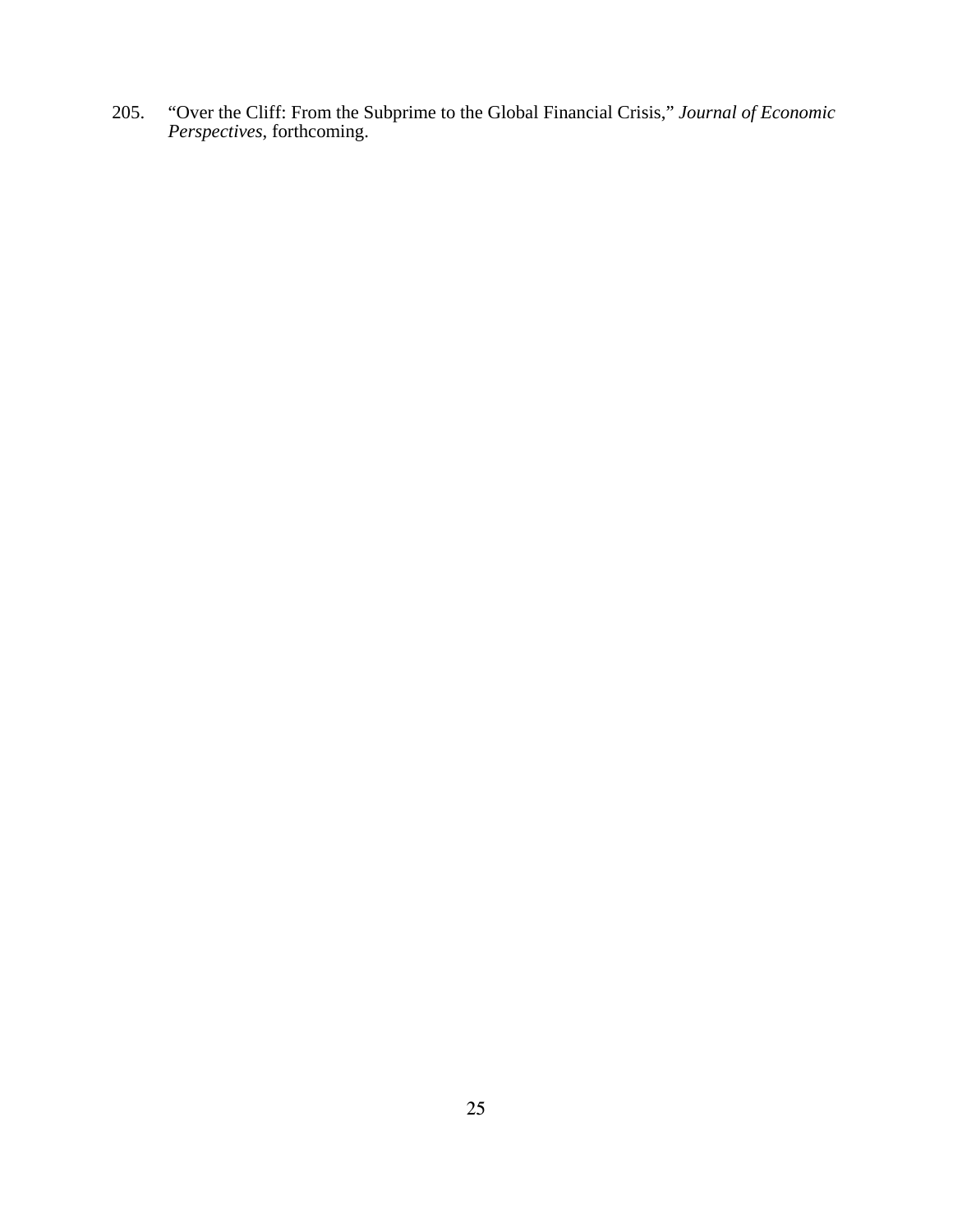205. "Over the Cliff: From the Subprime to the Global Financial Crisis," *Journal of Economic Perspectives*, forthcoming.